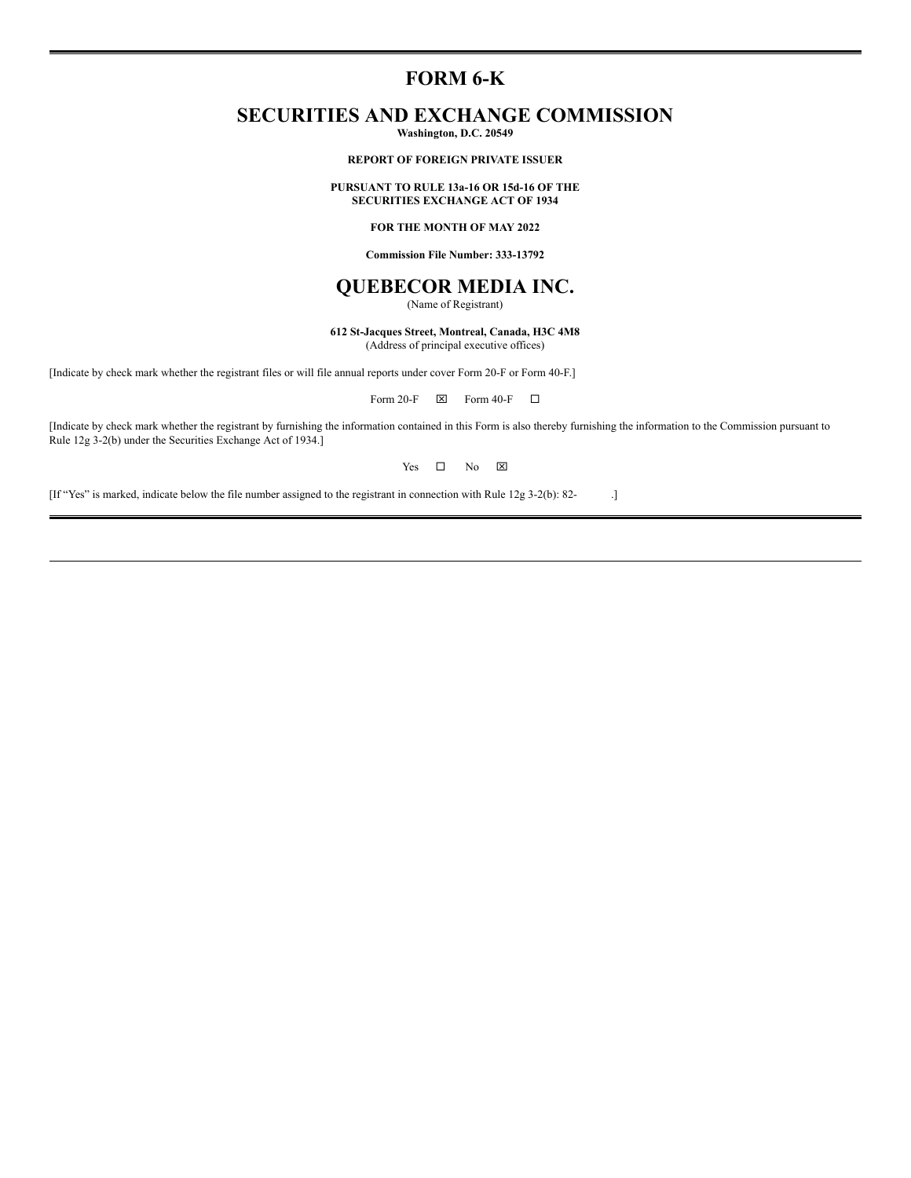# FORM 6-K

# SECURITIES AND EXCHANGE COMMISSION

**Washington, D.C. 20549**

**REPORT OF FOREIGN PRIVATE ISSUER**

**PURSUANT TO RULE 13a-16 OR 15d-16 OF THE SECURITIES EXCHANGE ACT OF 1934**

**FOR THE MONTH OF MAY 2022**

**Commission File Number: 333-13792**

# QUEBECOR MEDIA INC.

(Name of Registrant)

**612 St-Jacques Street, Montreal, Canada, H3C 4M8**

(Address of principal executive offices)

[Indicate by check mark whether the registrant files or will file annual reports under cover Form 20-F or Form 40-F.]

Form 20-F ☒ Form 40-F ☐

[Indicate by check mark whether the registrant by furnishing the information contained in this Form is also thereby furnishing the information to the Commission pursuant to Rule 12g 3-2(b) under the Securities Exchange Act of 1934.]

Yes ☐ No ☒

[If "Yes" is marked, indicate below the file number assigned to the registrant in connection with Rule 12g 3-2(b): 82- .]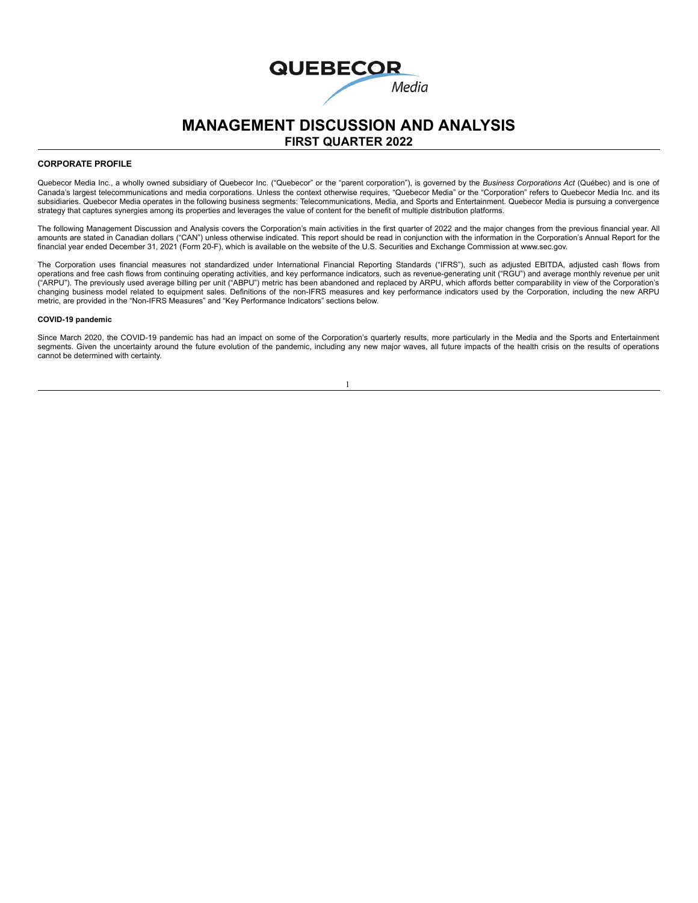# MANAGEMENT DISCUSSION AND ANALYSIS

## FIRST QUARTER 2022

### CORPORATE PROFILE

Quebecor Media Inc., a wholly owned subsidiary of Quebecor Inc. ("Quebecor" or the "parent corporation"), is governed by the *Business Corporations Act* (Québec) and is one of Canada's largest telecommunications and media corporations. Unless the context otherwise requires, "Quebecor Media" or the "Corporation" refers to Quebecor Media Inc. and its subsidiaries. Quebecor Media operates in the following business segments: Telecommunications, Media, and Sports and Entertainment. Quebecor Media is pursuing a convergence strategy that captures synergies among its properties and leverages the value of content for the benefit of multiple distribution platforms.

The following Management Discussion and Analysis covers the Corporation's main activities in the first quarter of 2022 and the major changes from the previous financial year. All amounts are stated in Canadian dollars ("CAN") unless otherwise indicated. This report should be read in conjunction with the information in the Corporation's Annual Report for the financial year ended December 31, 2021 (Form 20-F), which is available on the website of the U.S. Securities and Exchange Commission at www.sec.gov.

The Corporation uses financial measures not standardized under International Financial Reporting Standards ("IFRS"), such as adjusted EBITDA, adjusted cash flows from operations and free cash flows from continuing operating activities, and key performance indicators, such as revenue-generating unit ("RGU") and average monthly revenue per unit ("ARPU"). The previously used average billing per unit ("ABPU") metric has been abandoned and replaced by ARPU, which affords better comparability in view of the Corporation's changing business model related to equipment sales. Definitions of the non-IFRS measures and key performance indicators used by the Corporation, including the new ARPU metric, are provided in the "Non-IFRS Measures" and "Key Performance Indicators" sections below.

#### COVID-19 pandemic

Since March 2020, the COVID-19 pandemic has had an impact on some of the Corporation's quarterly results, more particularly in the Media and the Sports and Entertainment segments. Given the uncertainty around the future evolution of the pandemic, including any new major waves, all future impacts of the health crisis on the results of operations cannot be determined with certainty.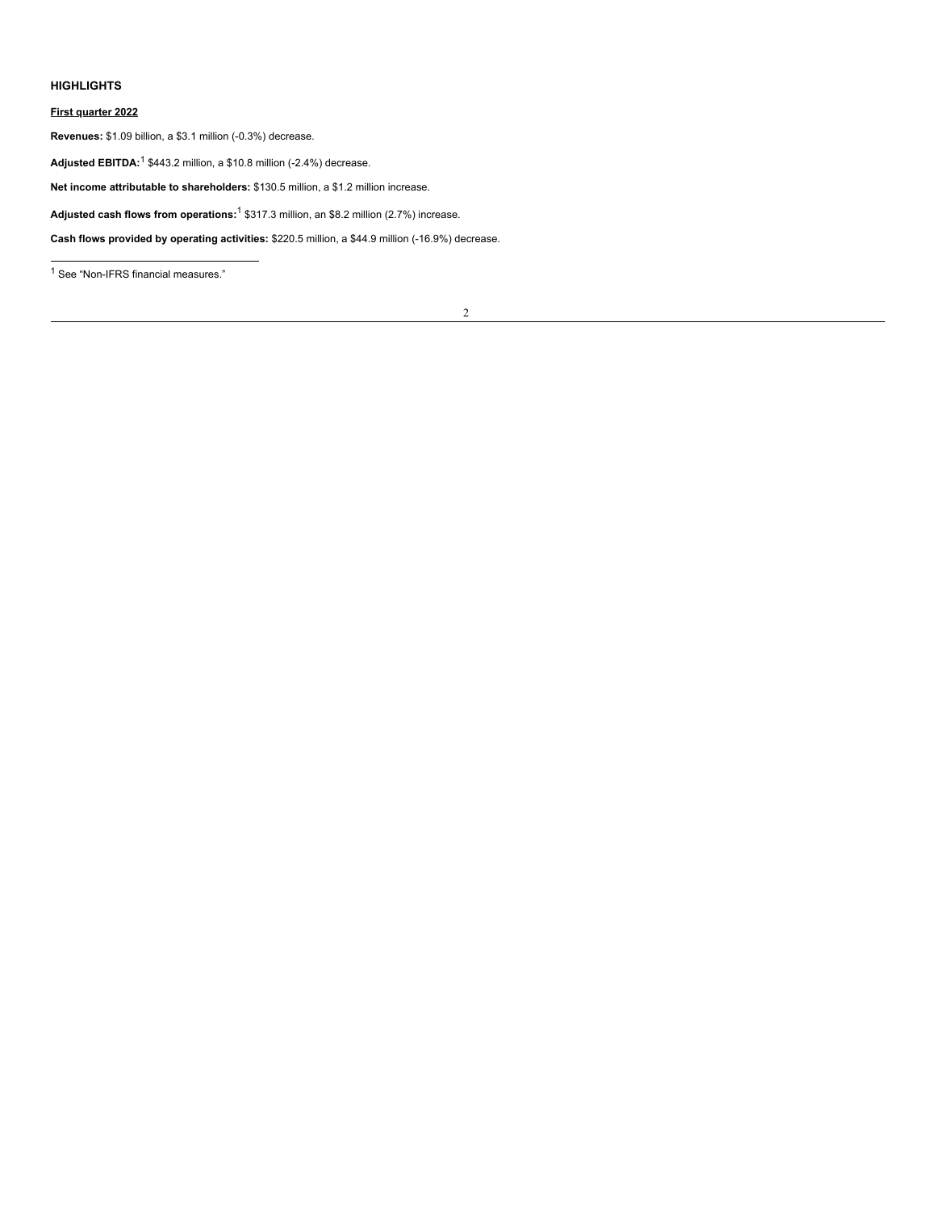### HIGHLIGHTS

**First quarter 2022**

**Revenues:** $1.09 billion, a $3.1 million (-0.3%) decrease.

**Adjusted EBITDA:**[1] $443.2 million, a $10.8 million (-2.4%) decrease.

**Net income attributable to shareholders:** $130.5 million, a $1.2 million increase.

**Adjusted cash flows from operations:**[1] $317.3 million, an $8.2 million (2.7%) increase.

**Cash flows provided by operating activities:** $220.5 million, a $44.9 million (-16.9%) decrease.

---

[1] See "Non-IFRS financial measures."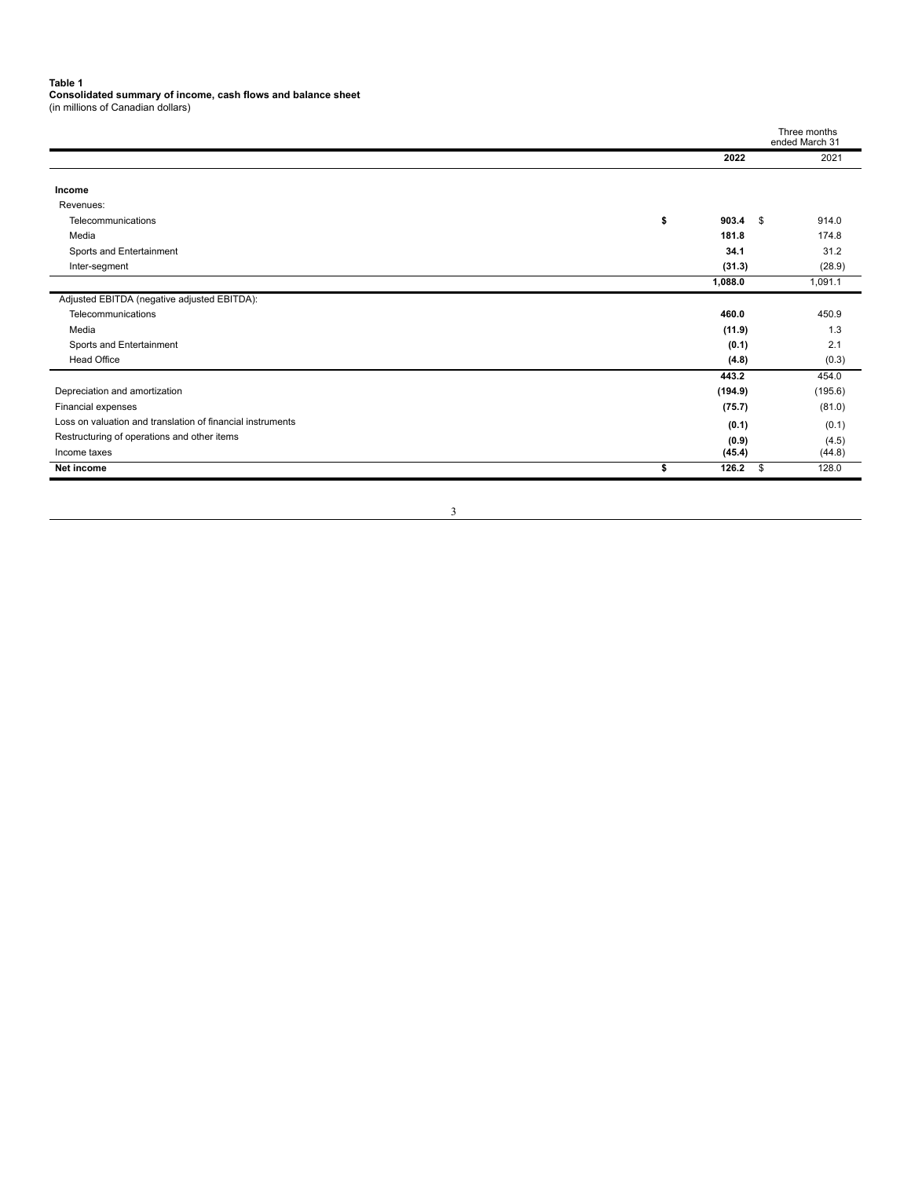**Table 1**
**Consolidated summary of income, cash flows and balance sheet**
(in millions of Canadian dollars)

| | Three months ended March 31 | |
|---|---|---|
| | **2022** | 2021 |
| **Income** | | |
| Revenues: | | |
| Telecommunications | **$ 903.4** | $ 914.0 |
| Media | **181.8** | 174.8 |
| Sports and Entertainment | **34.1** | 31.2 |
| Inter-segment | **(31.3)** | (28.9) |
| | **1,088.0** | 1,091.1 |
| Adjusted EBITDA (negative adjusted EBITDA): | | |
| Telecommunications | **460.0** | 450.9 |
| Media | **(11.9)** | 1.3 |
| Sports and Entertainment | **(0.1)** | 2.1 |
| Head Office | **(4.8)** | (0.3) |
| | **443.2** | 454.0 |
| Depreciation and amortization | **(194.9)** | (195.6) |
| Financial expenses | **(75.7)** | (81.0) |
| Loss on valuation and translation of financial instruments | **(0.1)** | (0.1) |
| Restructuring of operations and other items | **(0.9)** | (4.5) |
| Income taxes | **(45.4)** | (44.8) |
| **Net income** | **$ 126.2** | $ 128.0 |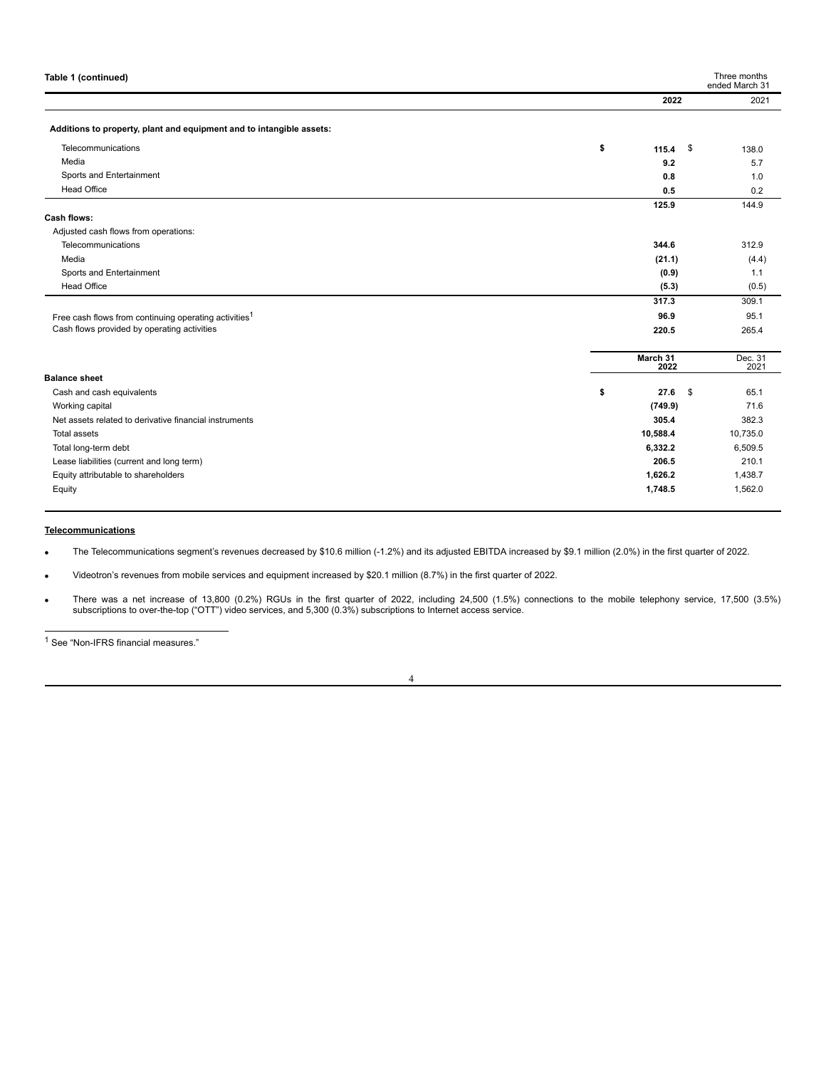**Table 1 (continued)**

| | Three months ended March 31 | |
|---|---|---|
| | **2022** | 2021 |
| **Additions to property, plant and equipment and to intangible assets:** | | |
| Telecommunications | **$ 115.4** | $ 138.0 |
| Media | **9.2** | 5.7 |
| Sports and Entertainment | **0.8** | 1.0 |
| Head Office | **0.5** | 0.2 |
| | **125.9** | 144.9 |
| **Cash flows:** | | |
| Adjusted cash flows from operations: | | |
| Telecommunications | **344.6** | 312.9 |
| Media | **(21.1)** | (4.4) |
| Sports and Entertainment | **(0.9)** | 1.1 |
| Head Office | **(5.3)** | (0.5) |
| | **317.3** | 309.1 |
| Free cash flows from continuing operating activities[1] | **96.9** | 95.1 |
| Cash flows provided by operating activities | **220.5** | 265.4 |

| | **March 31 2022** | Dec. 31 2021 |
|---|---|---|
| **Balance sheet** | | |
| Cash and cash equivalents | **$ 27.6** | $ 65.1 |
| Working capital | **(749.9)** | 71.6 |
| Net assets related to derivative financial instruments | **305.4** | 382.3 |
| Total assets | **10,588.4** | 10,735.0 |
| Total long-term debt | **6,332.2** | 6,509.5 |
| Lease liabilities (current and long term) | **206.5** | 210.1 |
| Equity attributable to shareholders | **1,626.2** | 1,438.7 |
| Equity | **1,748.5** | 1,562.0 |

## Telecommunications

- The Telecommunications segment's revenues decreased by $10.6 million (-1.2%) and its adjusted EBITDA increased by $9.1 million (2.0%) in the first quarter of 2022.
- Videotron's revenues from mobile services and equipment increased by $20.1 million (8.7%) in the first quarter of 2022.
- There was a net increase of 13,800 (0.2%) RGUs in the first quarter of 2022, including 24,500 (1.5%) connections to the mobile telephony service, 17,500 (3.5%) subscriptions to over-the-top ("OTT") video services, and 5,300 (0.3%) subscriptions to Internet access service.

[1] See "Non-IFRS financial measures."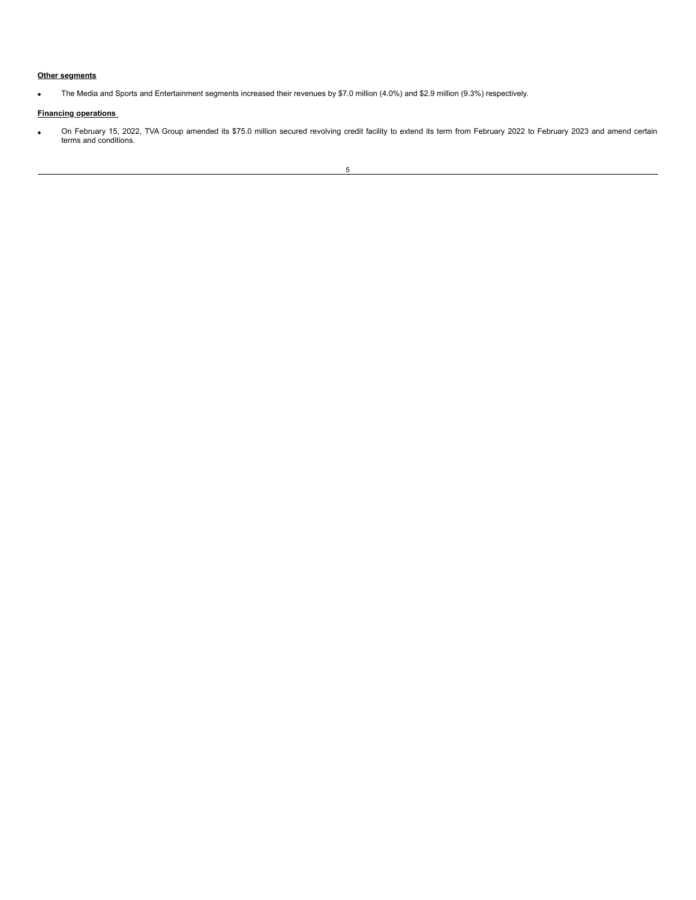**Other segments**

- The Media and Sports and Entertainment segments increased their revenues by $7.0 million (4.0%) and $2.9 million (9.3%) respectively.

**Financing operations**

- On February 15, 2022, TVA Group amended its $75.0 million secured revolving credit facility to extend its term from February 2022 to February 2023 and amend certain terms and conditions.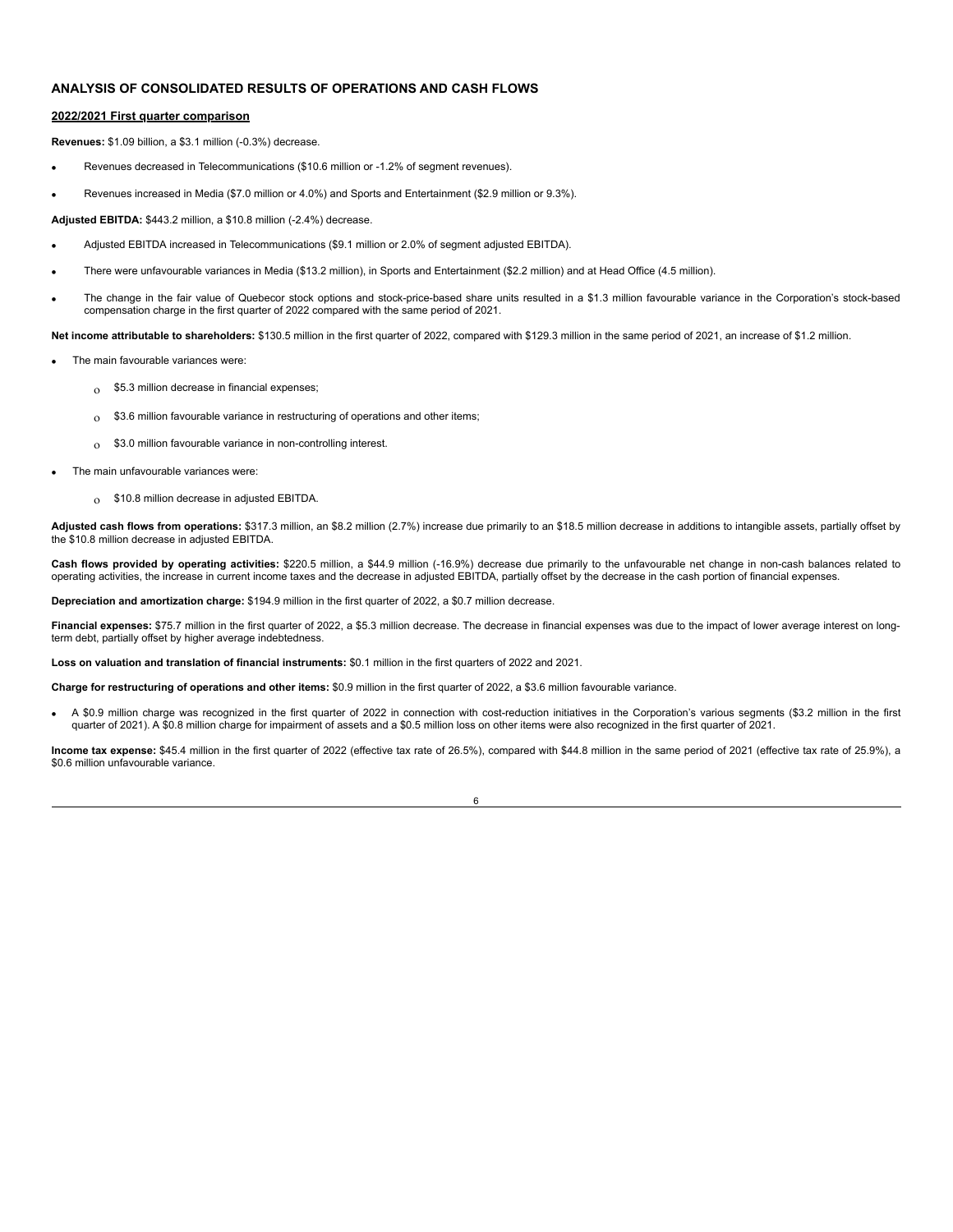## ANALYSIS OF CONSOLIDATED RESULTS OF OPERATIONS AND CASH FLOWS

### 2022/2021 First quarter comparison

**Revenues:** $1.09 billion, a $3.1 million (-0.3%) decrease.

- Revenues decreased in Telecommunications ($10.6 million or -1.2% of segment revenues).
- Revenues increased in Media ($7.0 million or 4.0%) and Sports and Entertainment ($2.9 million or 9.3%).

**Adjusted EBITDA:** $443.2 million, a $10.8 million (-2.4%) decrease.

- Adjusted EBITDA increased in Telecommunications ($9.1 million or 2.0% of segment adjusted EBITDA).
- There were unfavourable variances in Media ($13.2 million), in Sports and Entertainment ($2.2 million) and at Head Office (4.5 million).
- The change in the fair value of Quebecor stock options and stock-price-based share units resulted in a $1.3 million favourable variance in the Corporation's stock-based compensation charge in the first quarter of 2022 compared with the same period of 2021.

**Net income attributable to shareholders:** $130.5 million in the first quarter of 2022, compared with $129.3 million in the same period of 2021, an increase of $1.2 million.

- The main favourable variances were:
  - $5.3 million decrease in financial expenses;
  - $3.6 million favourable variance in restructuring of operations and other items;
  - $3.0 million favourable variance in non-controlling interest.
- The main unfavourable variances were:
  - $10.8 million decrease in adjusted EBITDA.

**Adjusted cash flows from operations:** $317.3 million, an $8.2 million (2.7%) increase due primarily to an $18.5 million decrease in additions to intangible assets, partially offset by the $10.8 million decrease in adjusted EBITDA.

**Cash flows provided by operating activities:** $220.5 million, a $44.9 million (-16.9%) decrease due primarily to the unfavourable net change in non-cash balances related to operating activities, the increase in current income taxes and the decrease in adjusted EBITDA, partially offset by the decrease in the cash portion of financial expenses.

**Depreciation and amortization charge:** $194.9 million in the first quarter of 2022, a $0.7 million decrease.

**Financial expenses:** $75.7 million in the first quarter of 2022, a $5.3 million decrease. The decrease in financial expenses was due to the impact of lower average interest on long-term debt, partially offset by higher average indebtedness.

**Loss on valuation and translation of financial instruments:** $0.1 million in the first quarters of 2022 and 2021.

**Charge for restructuring of operations and other items:** $0.9 million in the first quarter of 2022, a $3.6 million favourable variance.

- A $0.9 million charge was recognized in the first quarter of 2022 in connection with cost-reduction initiatives in the Corporation's various segments ($3.2 million in the first quarter of 2021). A $0.8 million charge for impairment of assets and a $0.5 million loss on other items were also recognized in the first quarter of 2021.

**Income tax expense:** $45.4 million in the first quarter of 2022 (effective tax rate of 26.5%), compared with $44.8 million in the same period of 2021 (effective tax rate of 25.9%), a $0.6 million unfavourable variance.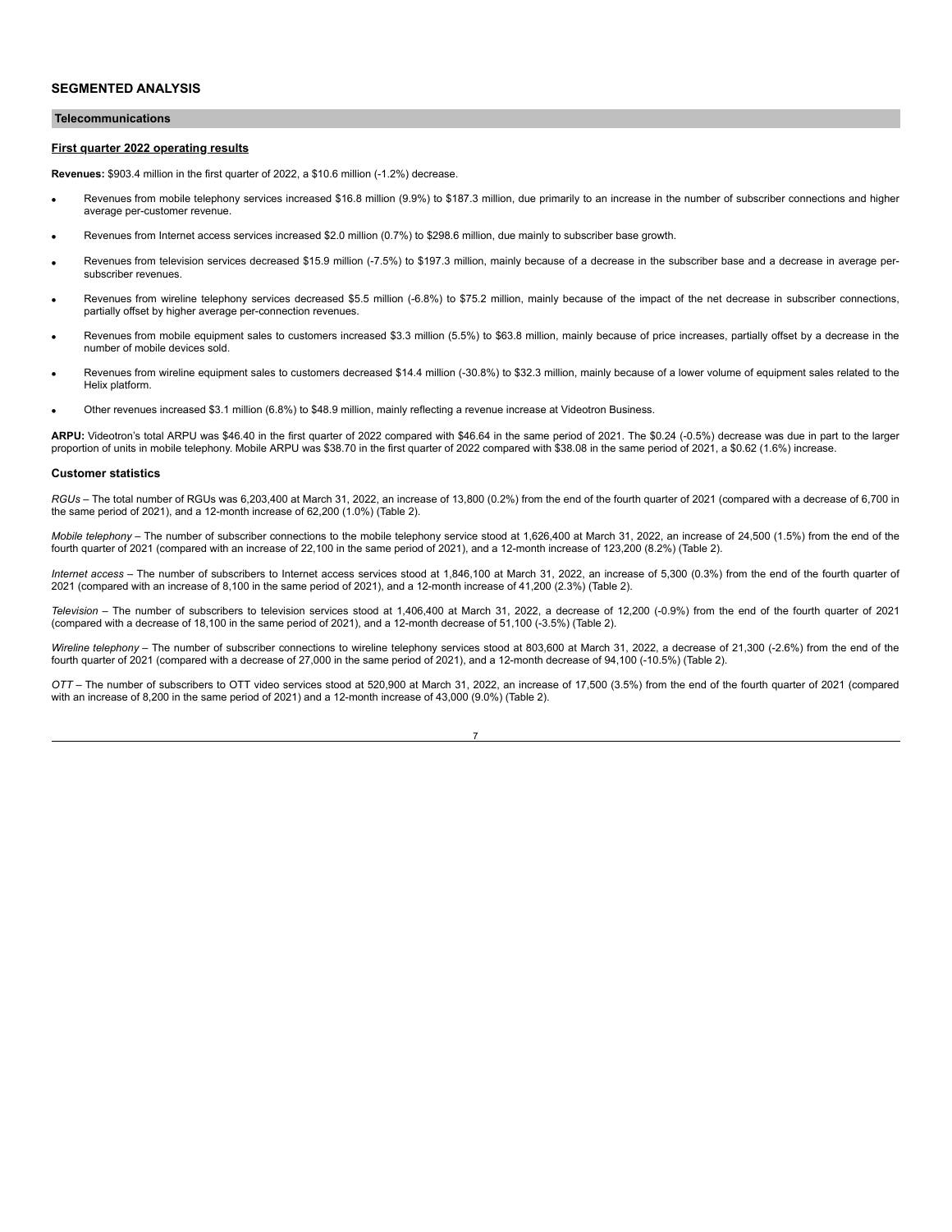## SEGMENTED ANALYSIS

### Telecommunications

**First quarter 2022 operating results**

**Revenues:** $903.4 million in the first quarter of 2022, a $10.6 million (-1.2%) decrease.

- Revenues from mobile telephony services increased $16.8 million (9.9%) to $187.3 million, due primarily to an increase in the number of subscriber connections and higher average per-customer revenue.
- Revenues from Internet access services increased $2.0 million (0.7%) to $298.6 million, due mainly to subscriber base growth.
- Revenues from television services decreased $15.9 million (-7.5%) to $197.3 million, mainly because of a decrease in the subscriber base and a decrease in average per-subscriber revenues.
- Revenues from wireline telephony services decreased $5.5 million (-6.8%) to $75.2 million, mainly because of the impact of the net decrease in subscriber connections, partially offset by higher average per-connection revenues.
- Revenues from mobile equipment sales to customers increased $3.3 million (5.5%) to $63.8 million, mainly because of price increases, partially offset by a decrease in the number of mobile devices sold.
- Revenues from wireline equipment sales to customers decreased $14.4 million (-30.8%) to $32.3 million, mainly because of a lower volume of equipment sales related to the Helix platform.
- Other revenues increased $3.1 million (6.8%) to $48.9 million, mainly reflecting a revenue increase at Videotron Business.

**ARPU:** Videotron's total ARPU was $46.40 in the first quarter of 2022 compared with $46.64 in the same period of 2021. The $0.24 (-0.5%) decrease was due in part to the larger proportion of units in mobile telephony. Mobile ARPU was $38.70 in the first quarter of 2022 compared with $38.08 in the same period of 2021, a $0.62 (1.6%) increase.

#### Customer statistics

*RGUs* – The total number of RGUs was 6,203,400 at March 31, 2022, an increase of 13,800 (0.2%) from the end of the fourth quarter of 2021 (compared with a decrease of 6,700 in the same period of 2021), and a 12-month increase of 62,200 (1.0%) (Table 2).

*Mobile telephony* – The number of subscriber connections to the mobile telephony service stood at 1,626,400 at March 31, 2022, an increase of 24,500 (1.5%) from the end of the fourth quarter of 2021 (compared with an increase of 22,100 in the same period of 2021), and a 12-month increase of 123,200 (8.2%) (Table 2).

*Internet access* – The number of subscribers to Internet access services stood at 1,846,100 at March 31, 2022, an increase of 5,300 (0.3%) from the end of the fourth quarter of 2021 (compared with an increase of 8,100 in the same period of 2021), and a 12-month increase of 41,200 (2.3%) (Table 2).

*Television* – The number of subscribers to television services stood at 1,406,400 at March 31, 2022, a decrease of 12,200 (-0.9%) from the end of the fourth quarter of 2021 (compared with a decrease of 18,100 in the same period of 2021), and a 12-month decrease of 51,100 (-3.5%) (Table 2).

*Wireline telephony* – The number of subscriber connections to wireline telephony services stood at 803,600 at March 31, 2022, a decrease of 21,300 (-2.6%) from the end of the fourth quarter of 2021 (compared with a decrease of 27,000 in the same period of 2021), and a 12-month decrease of 94,100 (-10.5%) (Table 2).

*OTT* – The number of subscribers to OTT video services stood at 520,900 at March 31, 2022, an increase of 17,500 (3.5%) from the end of the fourth quarter of 2021 (compared with an increase of 8,200 in the same period of 2021) and a 12-month increase of 43,000 (9.0%) (Table 2).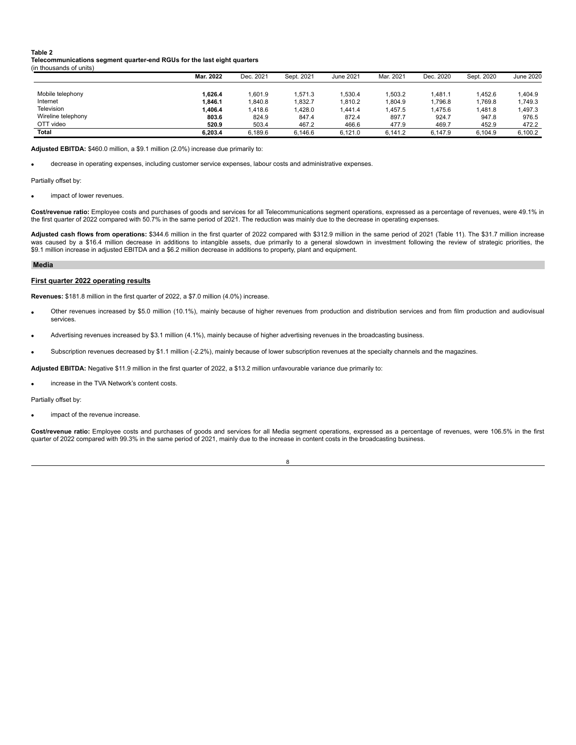**Table 2**
**Telecommunications segment quarter-end RGUs for the last eight quarters**
(in thousands of units)

| | **Mar. 2022** | Dec. 2021 | Sept. 2021 | June 2021 | Mar. 2021 | Dec. 2020 | Sept. 2020 | June 2020 |
|---|---|---|---|---|---|---|---|---|
| Mobile telephony | **1,626.4** | 1,601.9 | 1,571.3 | 1,530.4 | 1,503.2 | 1,481.1 | 1,452.6 | 1,404.9 |
| Internet | **1,846.1** | 1,840.8 | 1,832.7 | 1,810.2 | 1,804.9 | 1,796.8 | 1,769.8 | 1,749.3 |
| Television | **1,406.4** | 1,418.6 | 1,428.0 | 1,441.4 | 1,457.5 | 1,475.6 | 1,481.8 | 1,497.3 |
| Wireline telephony | **803.6** | 824.9 | 847.4 | 872.4 | 897.7 | 924.7 | 947.8 | 976.5 |
| OTT video | **520.9** | 503.4 | 467.2 | 466.6 | 477.9 | 469.7 | 452.9 | 472.2 |
| **Total** | **6,203.4** | 6,189.6 | 6,146.6 | 6,121.0 | 6,141.2 | 6,147.9 | 6,104.9 | 6,100.2 |

**Adjusted EBITDA:** $460.0 million, a $9.1 million (2.0%) increase due primarily to:

- decrease in operating expenses, including customer service expenses, labour costs and administrative expenses.

Partially offset by:

- impact of lower revenues.

**Cost/revenue ratio:** Employee costs and purchases of goods and services for all Telecommunications segment operations, expressed as a percentage of revenues, were 49.1% in the first quarter of 2022 compared with 50.7% in the same period of 2021. The reduction was mainly due to the decrease in operating expenses.

**Adjusted cash flows from operations:** $344.6 million in the first quarter of 2022 compared with $312.9 million in the same period of 2021 (Table 11). The $31.7 million increase was caused by a $16.4 million decrease in additions to intangible assets, due primarily to a general slowdown in investment following the review of strategic priorities, the $9.1 million increase in adjusted EBITDA and a $6.2 million decrease in additions to property, plant and equipment.

## Media

### First quarter 2022 operating results

**Revenues:** $181.8 million in the first quarter of 2022, a $7.0 million (4.0%) increase.

- Other revenues increased by $5.0 million (10.1%), mainly because of higher revenues from production and distribution services and from film production and audiovisual services.
- Advertising revenues increased by $3.1 million (4.1%), mainly because of higher advertising revenues in the broadcasting business.
- Subscription revenues decreased by $1.1 million (-2.2%), mainly because of lower subscription revenues at the specialty channels and the magazines.

**Adjusted EBITDA:** Negative $11.9 million in the first quarter of 2022, a $13.2 million unfavourable variance due primarily to:

- increase in the TVA Network's content costs.

Partially offset by:

- impact of the revenue increase.

**Cost/revenue ratio:** Employee costs and purchases of goods and services for all Media segment operations, expressed as a percentage of revenues, were 106.5% in the first quarter of 2022 compared with 99.3% in the same period of 2021, mainly due to the increase in content costs in the broadcasting business.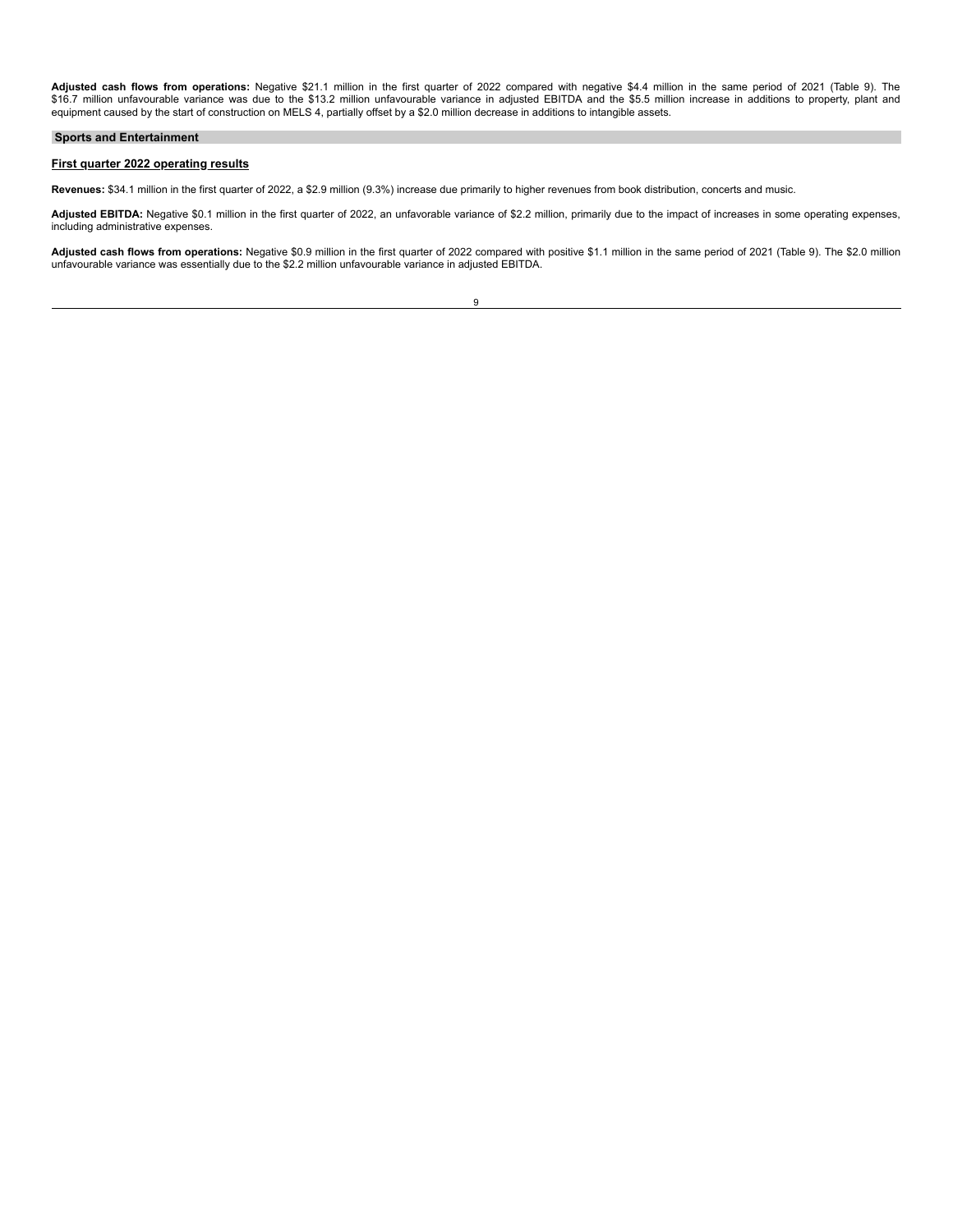**Adjusted cash flows from operations:** Negative $21.1 million in the first quarter of 2022 compared with negative $4.4 million in the same period of 2021 (Table 9). The $16.7 million unfavourable variance was due to the $13.2 million unfavourable variance in adjusted EBITDA and the $5.5 million increase in additions to property, plant and equipment caused by the start of construction on MELS 4, partially offset by a $2.0 million decrease in additions to intangible assets.

## Sports and Entertainment

### First quarter 2022 operating results

**Revenues:** $34.1 million in the first quarter of 2022, a $2.9 million (9.3%) increase due primarily to higher revenues from book distribution, concerts and music.

**Adjusted EBITDA:** Negative $0.1 million in the first quarter of 2022, an unfavorable variance of $2.2 million, primarily due to the impact of increases in some operating expenses, including administrative expenses.

**Adjusted cash flows from operations:** Negative $0.9 million in the first quarter of 2022 compared with positive $1.1 million in the same period of 2021 (Table 9). The $2.0 million unfavourable variance was essentially due to the $2.2 million unfavourable variance in adjusted EBITDA.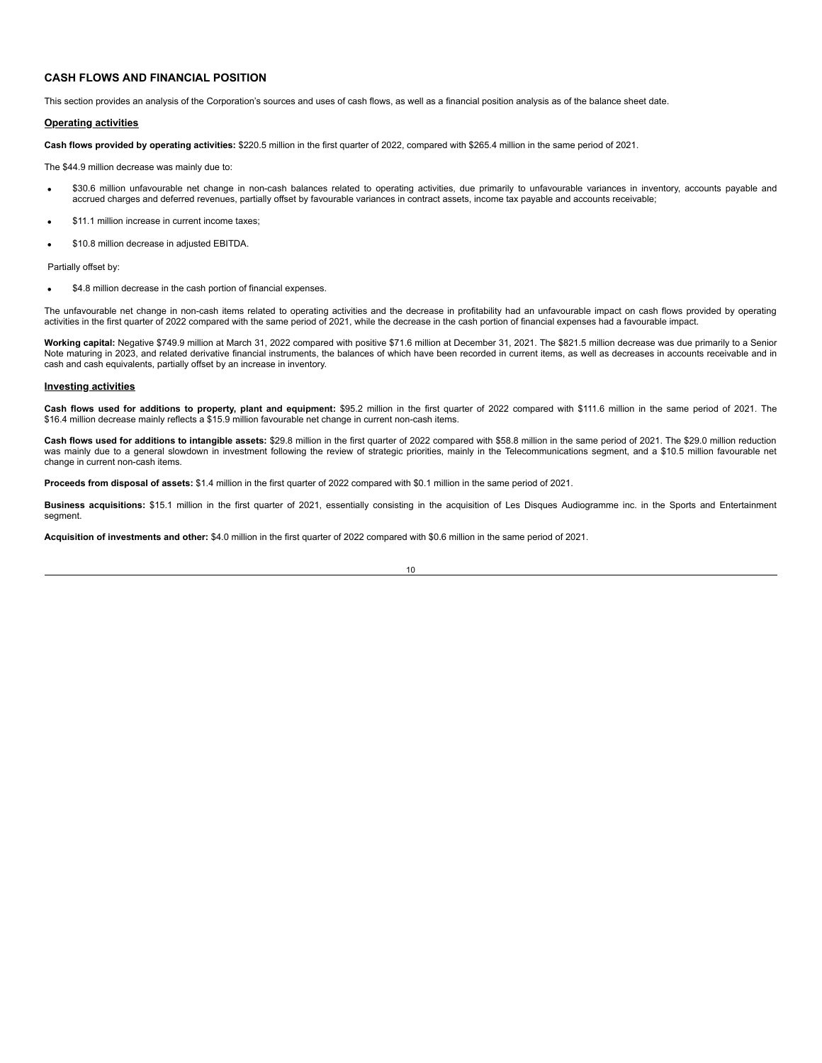## CASH FLOWS AND FINANCIAL POSITION

This section provides an analysis of the Corporation's sources and uses of cash flows, as well as a financial position analysis as of the balance sheet date.

### Operating activities

**Cash flows provided by operating activities:** $220.5 million in the first quarter of 2022, compared with $265.4 million in the same period of 2021.

The $44.9 million decrease was mainly due to:

- $30.6 million unfavourable net change in non-cash balances related to operating activities, due primarily to unfavourable variances in inventory, accounts payable and accrued charges and deferred revenues, partially offset by favourable variances in contract assets, income tax payable and accounts receivable;
- $11.1 million increase in current income taxes;
- $10.8 million decrease in adjusted EBITDA.

Partially offset by:

- $4.8 million decrease in the cash portion of financial expenses.

The unfavourable net change in non-cash items related to operating activities and the decrease in profitability had an unfavourable impact on cash flows provided by operating activities in the first quarter of 2022 compared with the same period of 2021, while the decrease in the cash portion of financial expenses had a favourable impact.

**Working capital:** Negative $749.9 million at March 31, 2022 compared with positive $71.6 million at December 31, 2021. The $821.5 million decrease was due primarily to a Senior Note maturing in 2023, and related derivative financial instruments, the balances of which have been recorded in current items, as well as decreases in accounts receivable and in cash and cash equivalents, partially offset by an increase in inventory.

### Investing activities

**Cash flows used for additions to property, plant and equipment:** $95.2 million in the first quarter of 2022 compared with $111.6 million in the same period of 2021. The $16.4 million decrease mainly reflects a $15.9 million favourable net change in current non-cash items.

**Cash flows used for additions to intangible assets:** $29.8 million in the first quarter of 2022 compared with $58.8 million in the same period of 2021. The $29.0 million reduction was mainly due to a general slowdown in investment following the review of strategic priorities, mainly in the Telecommunications segment, and a $10.5 million favourable net change in current non-cash items.

**Proceeds from disposal of assets:** $1.4 million in the first quarter of 2022 compared with $0.1 million in the same period of 2021.

**Business acquisitions:** $15.1 million in the first quarter of 2021, essentially consisting in the acquisition of Les Disques Audiogramme inc. in the Sports and Entertainment segment.

**Acquisition of investments and other:** $4.0 million in the first quarter of 2022 compared with $0.6 million in the same period of 2021.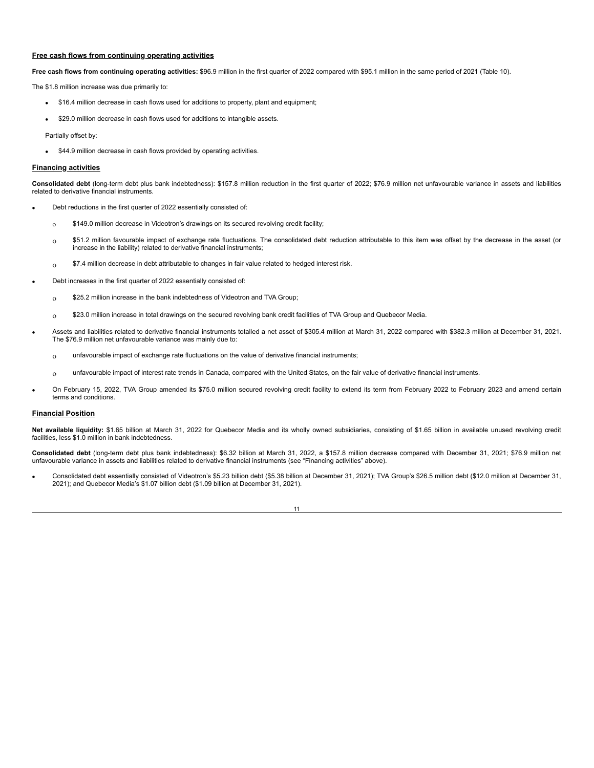### Free cash flows from continuing operating activities

**Free cash flows from continuing operating activities:** $96.9 million in the first quarter of 2022 compared with $95.1 million in the same period of 2021 (Table 10).

The $1.8 million increase was due primarily to:

- $16.4 million decrease in cash flows used for additions to property, plant and equipment;
- $29.0 million decrease in cash flows used for additions to intangible assets.

Partially offset by:

- $44.9 million decrease in cash flows provided by operating activities.

### Financing activities

**Consolidated debt** (long-term debt plus bank indebtedness): $157.8 million reduction in the first quarter of 2022; $76.9 million net unfavourable variance in assets and liabilities related to derivative financial instruments.

- Debt reductions in the first quarter of 2022 essentially consisted of:
  - $149.0 million decrease in Videotron's drawings on its secured revolving credit facility;
  - $51.2 million favourable impact of exchange rate fluctuations. The consolidated debt reduction attributable to this item was offset by the decrease in the asset (or increase in the liability) related to derivative financial instruments;
  - $7.4 million decrease in debt attributable to changes in fair value related to hedged interest risk.
- Debt increases in the first quarter of 2022 essentially consisted of:
  - $25.2 million increase in the bank indebtedness of Videotron and TVA Group;
  - $23.0 million increase in total drawings on the secured revolving bank credit facilities of TVA Group and Quebecor Media.
- Assets and liabilities related to derivative financial instruments totalled a net asset of $305.4 million at March 31, 2022 compared with $382.3 million at December 31, 2021. The $76.9 million net unfavourable variance was mainly due to:
  - unfavourable impact of exchange rate fluctuations on the value of derivative financial instruments;
  - unfavourable impact of interest rate trends in Canada, compared with the United States, on the fair value of derivative financial instruments.
- On February 15, 2022, TVA Group amended its $75.0 million secured revolving credit facility to extend its term from February 2022 to February 2023 and amend certain terms and conditions.

### Financial Position

**Net available liquidity:** $1.65 billion at March 31, 2022 for Quebecor Media and its wholly owned subsidiaries, consisting of $1.65 billion in available unused revolving credit facilities, less $1.0 million in bank indebtedness.

**Consolidated debt** (long-term debt plus bank indebtedness): $6.32 billion at March 31, 2022, a $157.8 million decrease compared with December 31, 2021; $76.9 million net unfavourable variance in assets and liabilities related to derivative financial instruments (see "Financing activities" above).

- Consolidated debt essentially consisted of Videotron's $5.23 billion debt ($5.38 billion at December 31, 2021); TVA Group's $26.5 million debt ($12.0 million at December 31, 2021); and Quebecor Media's $1.07 billion debt ($1.09 billion at December 31, 2021).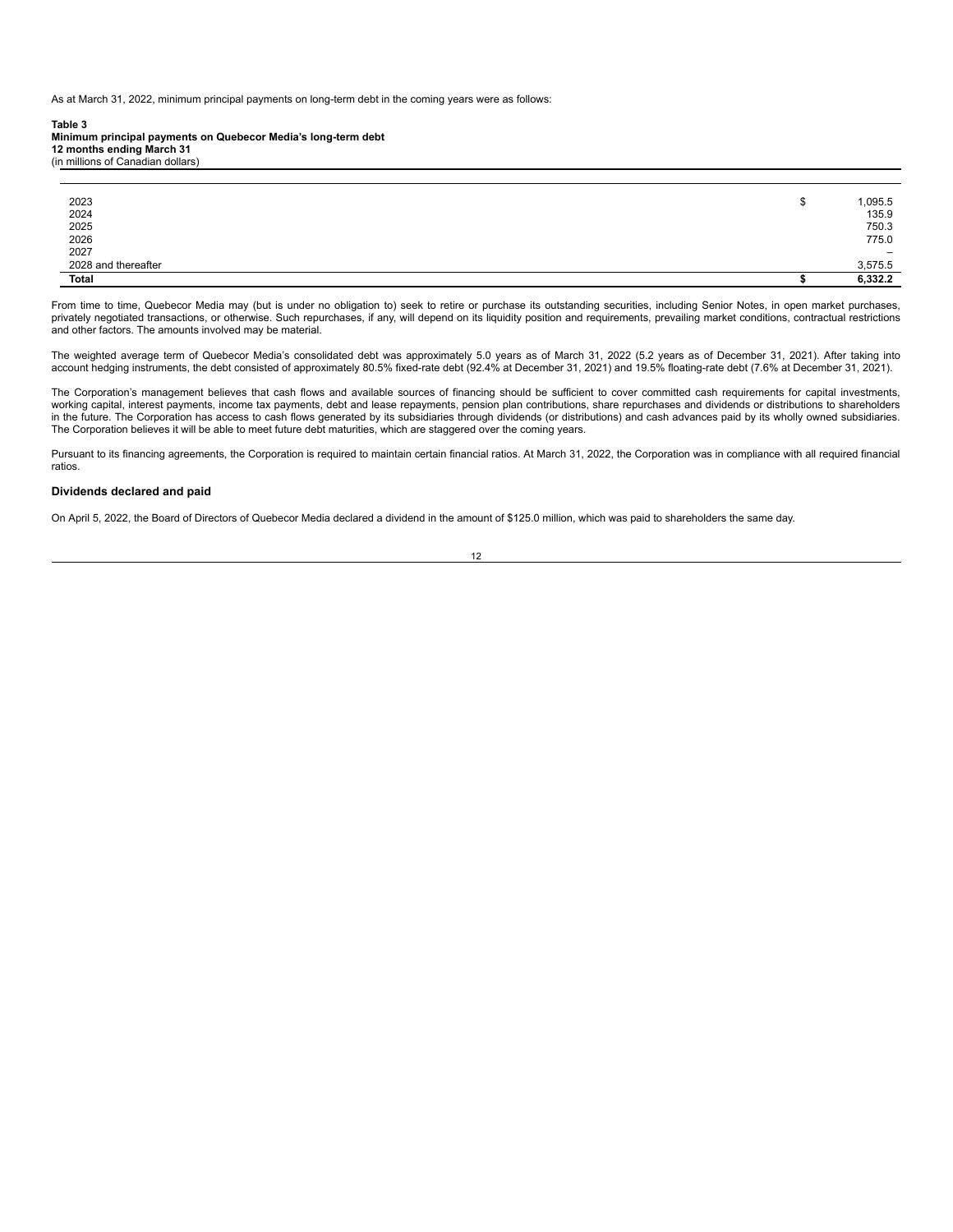As at March 31, 2022, minimum principal payments on long-term debt in the coming years were as follows:

**Table 3**
**Minimum principal payments on Quebecor Media's long-term debt**
**12 months ending March 31**
(in millions of Canadian dollars)

| | | |
|---|---|---|
| 2023 | $ | 1,095.5 |
| 2024 | | 135.9 |
| 2025 | | 750.3 |
| 2026 | | 775.0 |
| 2027 | | – |
| 2028 and thereafter | | 3,575.5 |
| **Total** | **$** | **6,332.2** |

From time to time, Quebecor Media may (but is under no obligation to) seek to retire or purchase its outstanding securities, including Senior Notes, in open market purchases, privately negotiated transactions, or otherwise. Such repurchases, if any, will depend on its liquidity position and requirements, prevailing market conditions, contractual restrictions and other factors. The amounts involved may be material.

The weighted average term of Quebecor Media's consolidated debt was approximately 5.0 years as of March 31, 2022 (5.2 years as of December 31, 2021). After taking into account hedging instruments, the debt consisted of approximately 80.5% fixed-rate debt (92.4% at December 31, 2021) and 19.5% floating-rate debt (7.6% at December 31, 2021).

The Corporation's management believes that cash flows and available sources of financing should be sufficient to cover committed cash requirements for capital investments, working capital, interest payments, income tax payments, debt and lease repayments, pension plan contributions, share repurchases and dividends or distributions to shareholders in the future. The Corporation has access to cash flows generated by its subsidiaries through dividends (or distributions) and cash advances paid by its wholly owned subsidiaries. The Corporation believes it will be able to meet future debt maturities, which are staggered over the coming years.

Pursuant to its financing agreements, the Corporation is required to maintain certain financial ratios. At March 31, 2022, the Corporation was in compliance with all required financial ratios.

### Dividends declared and paid

On April 5, 2022, the Board of Directors of Quebecor Media declared a dividend in the amount of $125.0 million, which was paid to shareholders the same day.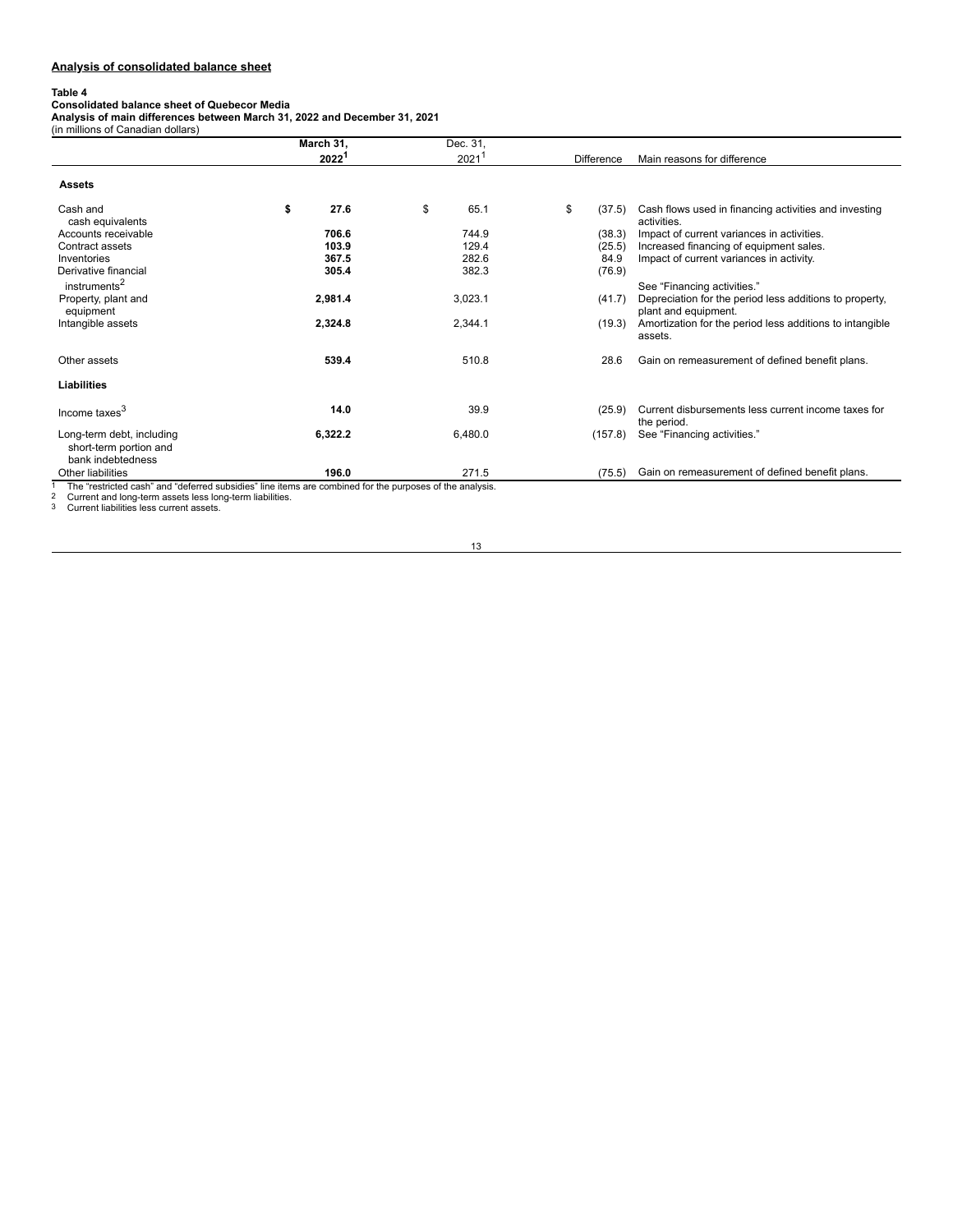## Analysis of consolidated balance sheet

**Table 4**
**Consolidated balance sheet of Quebecor Media**
**Analysis of main differences between March 31, 2022 and December 31, 2021**
(in millions of Canadian dollars)

| | March 31, 2022[1] | Dec. 31, 2021[1] | Difference | Main reasons for difference |
|---|---|---|---|---|
| **Assets** | | | | |
| Cash and cash equivalents | **$ 27.6** | $ 65.1 | $ (37.5) | Cash flows used in financing activities and investing activities. |
| Accounts receivable | **706.6** | 744.9 | (38.3) | Impact of current variances in activities. |
| Contract assets | **103.9** | 129.4 | (25.5) | Increased financing of equipment sales. |
| Inventories | **367.5** | 282.6 | 84.9 | Impact of current variances in activity. |
| Derivative financial instruments[2] | **305.4** | 382.3 | (76.9) | See "Financing activities." |
| Property, plant and equipment | **2,981.4** | 3,023.1 | (41.7) | Depreciation for the period less additions to property, plant and equipment. |
| Intangible assets | **2,324.8** | 2,344.1 | (19.3) | Amortization for the period less additions to intangible assets. |
| Other assets | **539.4** | 510.8 | 28.6 | Gain on remeasurement of defined benefit plans. |
| **Liabilities** | | | | |
| Income taxes[3] | **14.0** | 39.9 | (25.9) | Current disbursements less current income taxes for the period. |
| Long-term debt, including short-term portion and bank indebtedness | **6,322.2** | 6,480.0 | (157.8) | See "Financing activities." |
| Other liabilities | **196.0** | 271.5 | (75.5) | Gain on remeasurement of defined benefit plans. |

[1] The "restricted cash" and "deferred subsidies" line items are combined for the purposes of the analysis.
[2] Current and long-term assets less long-term liabilities.
[3] Current liabilities less current assets.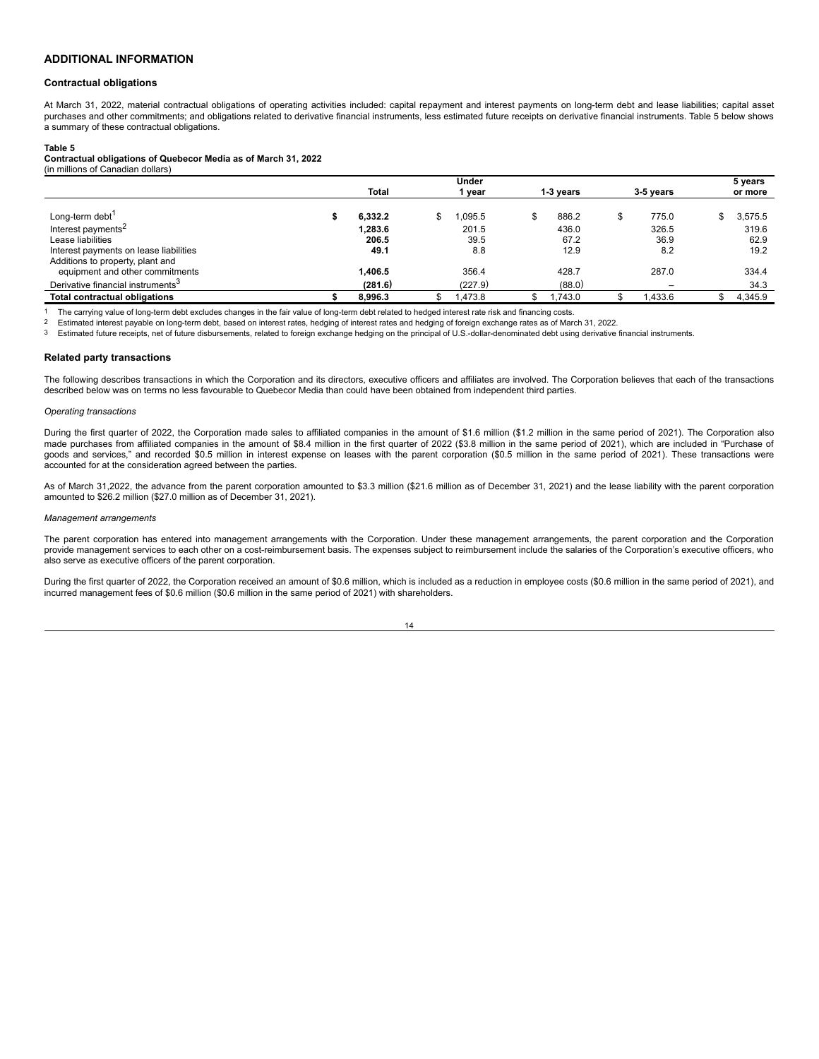## ADDITIONAL INFORMATION

### Contractual obligations

At March 31, 2022, material contractual obligations of operating activities included: capital repayment and interest payments on long-term debt and lease liabilities; capital asset purchases and other commitments; and obligations related to derivative financial instruments, less estimated future receipts on derivative financial instruments. Table 5 below shows a summary of these contractual obligations.

**Table 5**
**Contractual obligations of Quebecor Media as of March 31, 2022**
(in millions of Canadian dollars)

| | Total | Under 1 year | 1-3 years | 3-5 years | 5 years or more |
|---|---|---|---|---|---|
| Long-term debt[1] | $ 6,332.2 | $ 1,095.5 | $ 886.2 | $ 775.0 | $ 3,575.5 |
| Interest payments[2] | 1,283.6 | 201.5 | 436.0 | 326.5 | 319.6 |
| Lease liabilities | 206.5 | 39.5 | 67.2 | 36.9 | 62.9 |
| Interest payments on lease liabilities | 49.1 | 8.8 | 12.9 | 8.2 | 19.2 |
| Additions to property, plant and equipment and other commitments | 1,406.5 | 356.4 | 428.7 | 287.0 | 334.4 |
| Derivative financial instruments[3] | (281.6) | (227.9) | (88.0) | – | 34.3 |
| **Total contractual obligations** | **$ 8,996.3** | $ 1,473.8 | $ 1,743.0 | $ 1,433.6 | $ 4,345.9 |

1 The carrying value of long-term debt excludes changes in the fair value of long-term debt related to hedged interest rate risk and financing costs.
2 Estimated interest payable on long-term debt, based on interest rates, hedging of interest rates and hedging of foreign exchange rates as of March 31, 2022.
3 Estimated future receipts, net of future disbursements, related to foreign exchange hedging on the principal of U.S.-dollar-denominated debt using derivative financial instruments.

### Related party transactions

The following describes transactions in which the Corporation and its directors, executive officers and affiliates are involved. The Corporation believes that each of the transactions described below was on terms no less favourable to Quebecor Media than could have been obtained from independent third parties.

*Operating transactions*

During the first quarter of 2022, the Corporation made sales to affiliated companies in the amount of $1.6 million ($1.2 million in the same period of 2021). The Corporation also made purchases from affiliated companies in the amount of $8.4 million in the first quarter of 2022 ($3.8 million in the same period of 2021), which are included in "Purchase of goods and services," and recorded $0.5 million in interest expense on leases with the parent corporation ($0.5 million in the same period of 2021). These transactions were accounted for at the consideration agreed between the parties.

As of March 31,2022, the advance from the parent corporation amounted to $3.3 million ($21.6 million as of December 31, 2021) and the lease liability with the parent corporation amounted to $26.2 million ($27.0 million as of December 31, 2021).

*Management arrangements*

The parent corporation has entered into management arrangements with the Corporation. Under these management arrangements, the parent corporation and the Corporation provide management services to each other on a cost-reimbursement basis. The expenses subject to reimbursement include the salaries of the Corporation's executive officers, who also serve as executive officers of the parent corporation.

During the first quarter of 2022, the Corporation received an amount of $0.6 million, which is included as a reduction in employee costs ($0.6 million in the same period of 2021), and incurred management fees of $0.6 million ($0.6 million in the same period of 2021) with shareholders.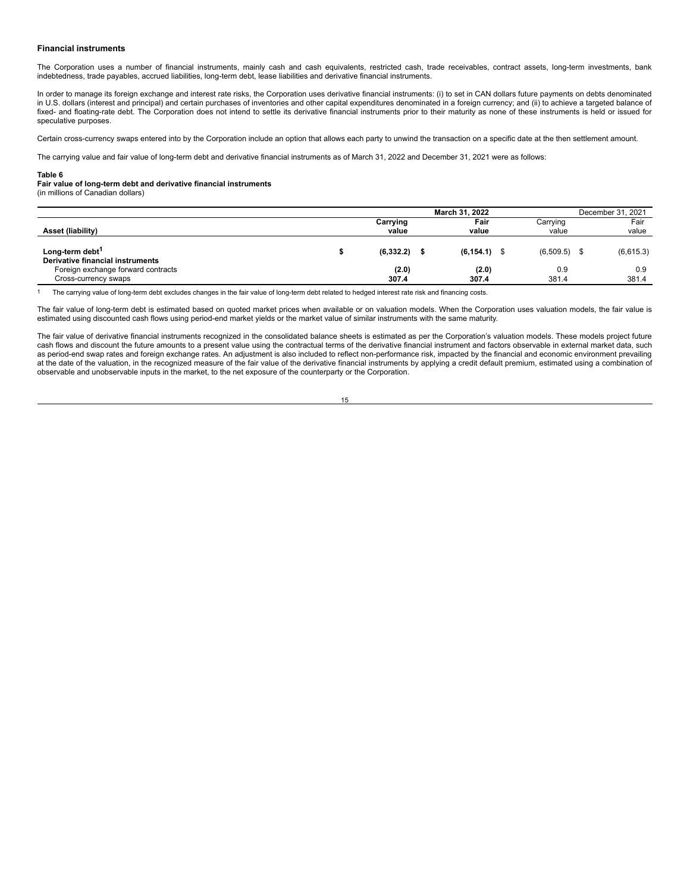### Financial instruments

The Corporation uses a number of financial instruments, mainly cash and cash equivalents, restricted cash, trade receivables, contract assets, long-term investments, bank indebtedness, trade payables, accrued liabilities, long-term debt, lease liabilities and derivative financial instruments.

In order to manage its foreign exchange and interest rate risks, the Corporation uses derivative financial instruments: (i) to set in CAN dollars future payments on debts denominated in U.S. dollars (interest and principal) and certain purchases of inventories and other capital expenditures denominated in a foreign currency; and (ii) to achieve a targeted balance of fixed- and floating-rate debt. The Corporation does not intend to settle its derivative financial instruments prior to their maturity as none of these instruments is held or issued for speculative purposes.

Certain cross-currency swaps entered into by the Corporation include an option that allows each party to unwind the transaction on a specific date at the then settlement amount.

The carrying value and fair value of long-term debt and derivative financial instruments as of March 31, 2022 and December 31, 2021 were as follows:

**Table 6**
**Fair value of long-term debt and derivative financial instruments**
(in millions of Canadian dollars)

| | **March 31, 2022** | | December 31, 2021 | |
|---|---|---|---|---|
| **Asset (liability)** | **Carrying value** | **Fair value** | Carrying value | Fair value |
| **Long-term debt**[1] | **$ (6,332.2)** | **$ (6,154.1)** | $ (6,509.5) | $ (6,615.3) |
| **Derivative financial instruments** | | | | |
| Foreign exchange forward contracts | **(2.0)** | **(2.0)** | 0.9 | 0.9 |
| Cross-currency swaps | **307.4** | **307.4** | 381.4 | 381.4 |

[1] The carrying value of long-term debt excludes changes in the fair value of long-term debt related to hedged interest rate risk and financing costs.

The fair value of long-term debt is estimated based on quoted market prices when available or on valuation models. When the Corporation uses valuation models, the fair value is estimated using discounted cash flows using period-end market yields or the market value of similar instruments with the same maturity.

The fair value of derivative financial instruments recognized in the consolidated balance sheets is estimated as per the Corporation's valuation models. These models project future cash flows and discount the future amounts to a present value using the contractual terms of the derivative financial instrument and factors observable in external market data, such as period-end swap rates and foreign exchange rates. An adjustment is also included to reflect non-performance risk, impacted by the financial and economic environment prevailing at the date of the valuation, in the recognized measure of the fair value of the derivative financial instruments by applying a credit default premium, estimated using a combination of observable and unobservable inputs in the market, to the net exposure of the counterparty or the Corporation.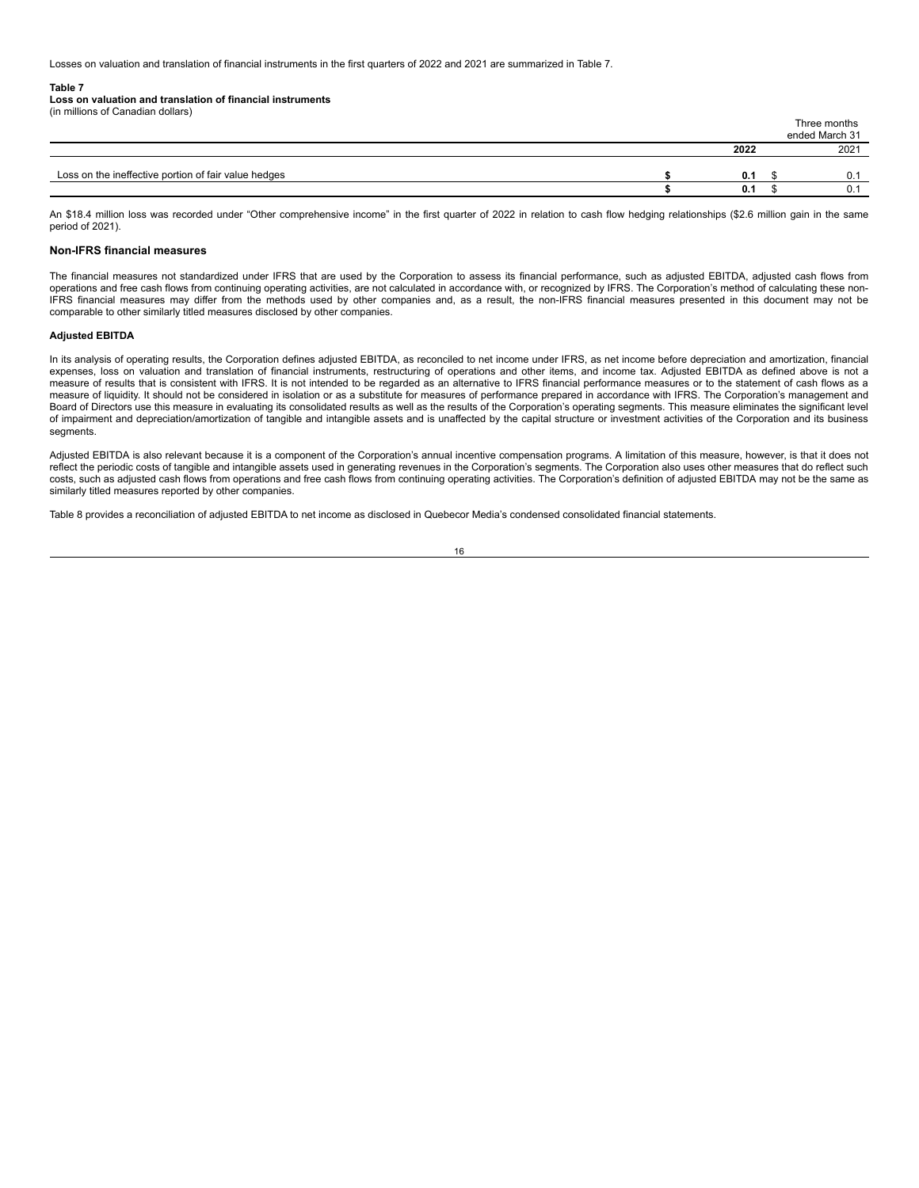Losses on valuation and translation of financial instruments in the first quarters of 2022 and 2021 are summarized in Table 7.

**Table 7**
**Loss on valuation and translation of financial instruments**
(in millions of Canadian dollars)

| | Three months ended March 31 | |
|---|---|---|
| | **2022** | 2021 |
| Loss on the ineffective portion of fair value hedges | **$ 0.1** | $ 0.1 |
| | **$ 0.1** | $ 0.1 |

An $18.4 million loss was recorded under "Other comprehensive income" in the first quarter of 2022 in relation to cash flow hedging relationships ($2.6 million gain in the same period of 2021).

### Non-IFRS financial measures

The financial measures not standardized under IFRS that are used by the Corporation to assess its financial performance, such as adjusted EBITDA, adjusted cash flows from operations and free cash flows from continuing operating activities, are not calculated in accordance with, or recognized by IFRS. The Corporation's method of calculating these non-IFRS financial measures may differ from the methods used by other companies and, as a result, the non-IFRS financial measures presented in this document may not be comparable to other similarly titled measures disclosed by other companies.

#### Adjusted EBITDA

In its analysis of operating results, the Corporation defines adjusted EBITDA, as reconciled to net income under IFRS, as net income before depreciation and amortization, financial expenses, loss on valuation and translation of financial instruments, restructuring of operations and other items, and income tax. Adjusted EBITDA as defined above is not a measure of results that is consistent with IFRS. It is not intended to be regarded as an alternative to IFRS financial performance measures or to the statement of cash flows as a measure of liquidity. It should not be considered in isolation or as a substitute for measures of performance prepared in accordance with IFRS. The Corporation's management and Board of Directors use this measure in evaluating its consolidated results as well as the results of the Corporation's operating segments. This measure eliminates the significant level of impairment and depreciation/amortization of tangible and intangible assets and is unaffected by the capital structure or investment activities of the Corporation and its business segments.

Adjusted EBITDA is also relevant because it is a component of the Corporation's annual incentive compensation programs. A limitation of this measure, however, is that it does not reflect the periodic costs of tangible and intangible assets used in generating revenues in the Corporation's segments. The Corporation also uses other measures that do reflect such costs, such as adjusted cash flows from operations and free cash flows from continuing operating activities. The Corporation's definition of adjusted EBITDA may not be the same as similarly titled measures reported by other companies.

Table 8 provides a reconciliation of adjusted EBITDA to net income as disclosed in Quebecor Media's condensed consolidated financial statements.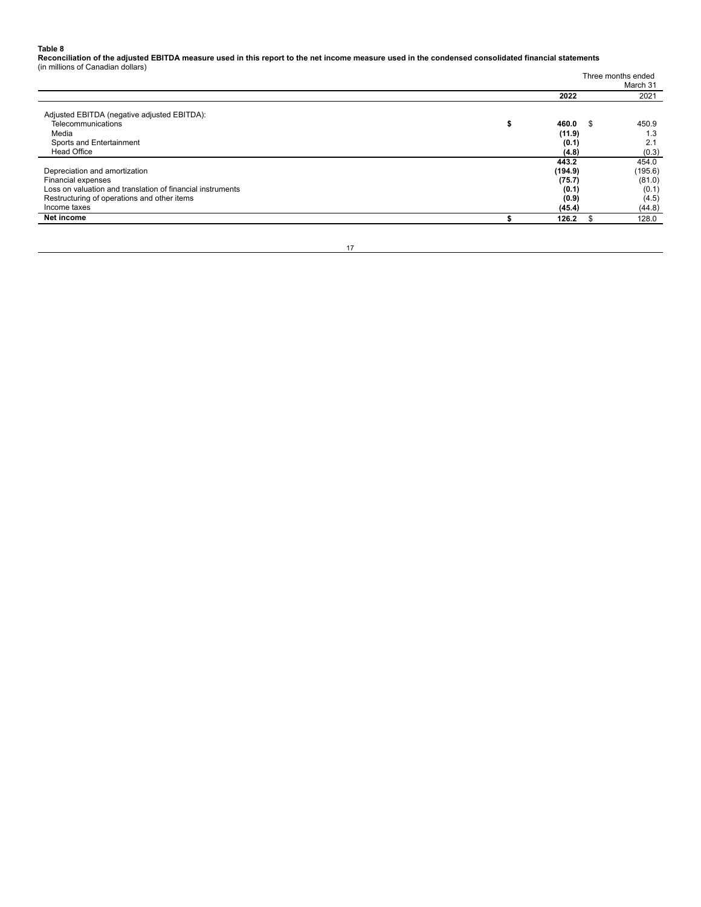**Table 8**
**Reconciliation of the adjusted EBITDA measure used in this report to the net income measure used in the condensed consolidated financial statements**
(in millions of Canadian dollars)

| | Three months ended March 31 | |
|---|---|---|
| | **2022** | 2021 |
| Adjusted EBITDA (negative adjusted EBITDA): | | |
| Telecommunications | **$ 460.0** | $ 450.9 |
| Media | **(11.9)** | 1.3 |
| Sports and Entertainment | **(0.1)** | 2.1 |
| Head Office | **(4.8)** | (0.3) |
| | **443.2** | 454.0 |
| Depreciation and amortization | **(194.9)** | (195.6) |
| Financial expenses | **(75.7)** | (81.0) |
| Loss on valuation and translation of financial instruments | **(0.1)** | (0.1) |
| Restructuring of operations and other items | **(0.9)** | (4.5) |
| Income taxes | **(45.4)** | (44.8) |
| **Net income** | **$ 126.2** | $ 128.0 |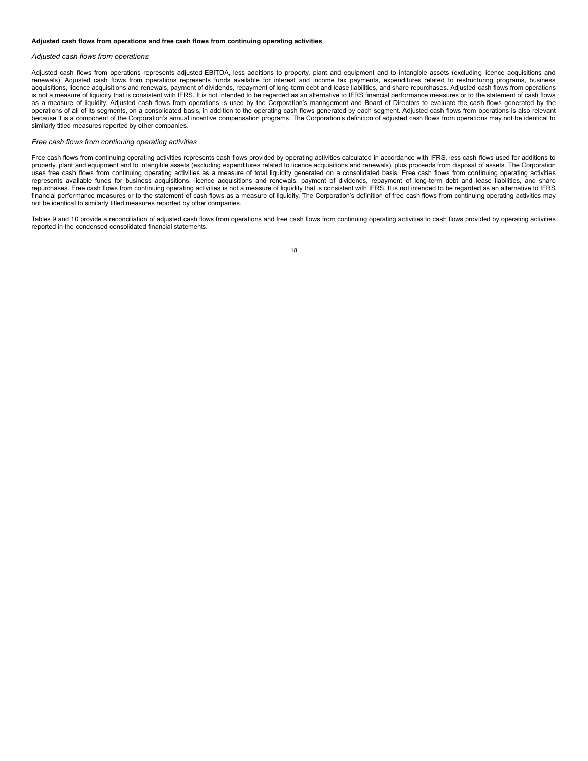**Adjusted cash flows from operations and free cash flows from continuing operating activities**

*Adjusted cash flows from operations*

Adjusted cash flows from operations represents adjusted EBITDA, less additions to property, plant and equipment and to intangible assets (excluding licence acquisitions and renewals). Adjusted cash flows from operations represents funds available for interest and income tax payments, expenditures related to restructuring programs, business acquisitions, licence acquisitions and renewals, payment of dividends, repayment of long-term debt and lease liabilities, and share repurchases. Adjusted cash flows from operations is not a measure of liquidity that is consistent with IFRS. It is not intended to be regarded as an alternative to IFRS financial performance measures or to the statement of cash flows as a measure of liquidity. Adjusted cash flows from operations is used by the Corporation's management and Board of Directors to evaluate the cash flows generated by the operations of all of its segments, on a consolidated basis, in addition to the operating cash flows generated by each segment. Adjusted cash flows from operations is also relevant because it is a component of the Corporation's annual incentive compensation programs. The Corporation's definition of adjusted cash flows from operations may not be identical to similarly titled measures reported by other companies.

*Free cash flows from continuing operating activities*

Free cash flows from continuing operating activities represents cash flows provided by operating activities calculated in accordance with IFRS, less cash flows used for additions to property, plant and equipment and to intangible assets (excluding expenditures related to licence acquisitions and renewals), plus proceeds from disposal of assets. The Corporation uses free cash flows from continuing operating activities as a measure of total liquidity generated on a consolidated basis. Free cash flows from continuing operating activities represents available funds for business acquisitions, licence acquisitions and renewals, payment of dividends, repayment of long-term debt and lease liabilities, and share repurchases. Free cash flows from continuing operating activities is not a measure of liquidity that is consistent with IFRS. It is not intended to be regarded as an alternative to IFRS financial performance measures or to the statement of cash flows as a measure of liquidity. The Corporation's definition of free cash flows from continuing operating activities may not be identical to similarly titled measures reported by other companies.

Tables 9 and 10 provide a reconciliation of adjusted cash flows from operations and free cash flows from continuing operating activities to cash flows provided by operating activities reported in the condensed consolidated financial statements.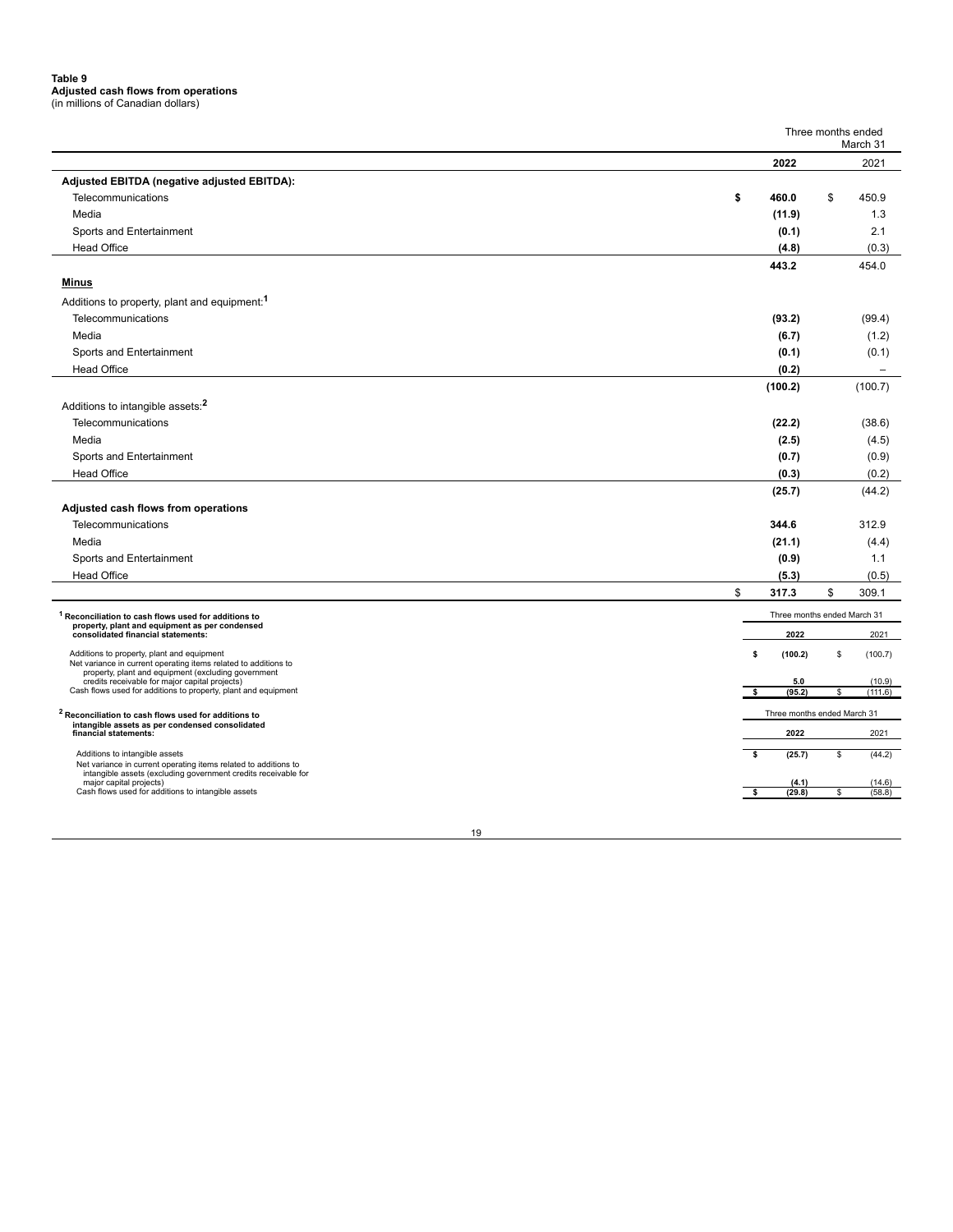**Table 9**
**Adjusted cash flows from operations**
(in millions of Canadian dollars)

| | Three months ended March 31 | |
|---|---|---|
| | **2022** | 2021 |
| **Adjusted EBITDA (negative adjusted EBITDA):** | | |
| Telecommunications | **$ 460.0** | $ 450.9 |
| Media | **(11.9)** | 1.3 |
| Sports and Entertainment | **(0.1)** | 2.1 |
| Head Office | **(4.8)** | (0.3) |
| | **443.2** | 454.0 |
| **Minus** | | |
| Additions to property, plant and equipment:[1] | | |
| Telecommunications | **(93.2)** | (99.4) |
| Media | **(6.7)** | (1.2) |
| Sports and Entertainment | **(0.1)** | (0.1) |
| Head Office | **(0.2)** | – |
| | **(100.2)** | (100.7) |
| Additions to intangible assets:[2] | | |
| Telecommunications | **(22.2)** | (38.6) |
| Media | **(2.5)** | (4.5) |
| Sports and Entertainment | **(0.7)** | (0.9) |
| Head Office | **(0.3)** | (0.2) |
| | **(25.7)** | (44.2) |
| **Adjusted cash flows from operations** | | |
| Telecommunications | **344.6** | 312.9 |
| Media | **(21.1)** | (4.4) |
| Sports and Entertainment | **(0.9)** | 1.1 |
| Head Office | **(5.3)** | (0.5) |
| | **$ 317.3** | $ 309.1 |

| [1] **Reconciliation to cash flows used for additions to property, plant and equipment as per condensed consolidated financial statements:** | Three months ended March 31 | |
|---|---|---|
| | **2022** | 2021 |
| Additions to property, plant and equipment | **$ (100.2)** | $ (100.7) |
| Net variance in current operating items related to additions to property, plant and equipment (excluding government credits receivable for major capital projects) | **5.0** | (10.9) |
| Cash flows used for additions to property, plant and equipment | **$ (95.2)** | $ (111.6) |

| [2] **Reconciliation to cash flows used for additions to intangible assets as per condensed consolidated financial statements:** | Three months ended March 31 | |
|---|---|---|
| | **2022** | 2021 |
| Additions to intangible assets | **$ (25.7)** | $ (44.2) |
| Net variance in current operating items related to additions to intangible assets (excluding government credits receivable for major capital projects) | **(4.1)** | (14.6) |
| Cash flows used for additions to intangible assets | **$ (29.8)** | $ (58.8) |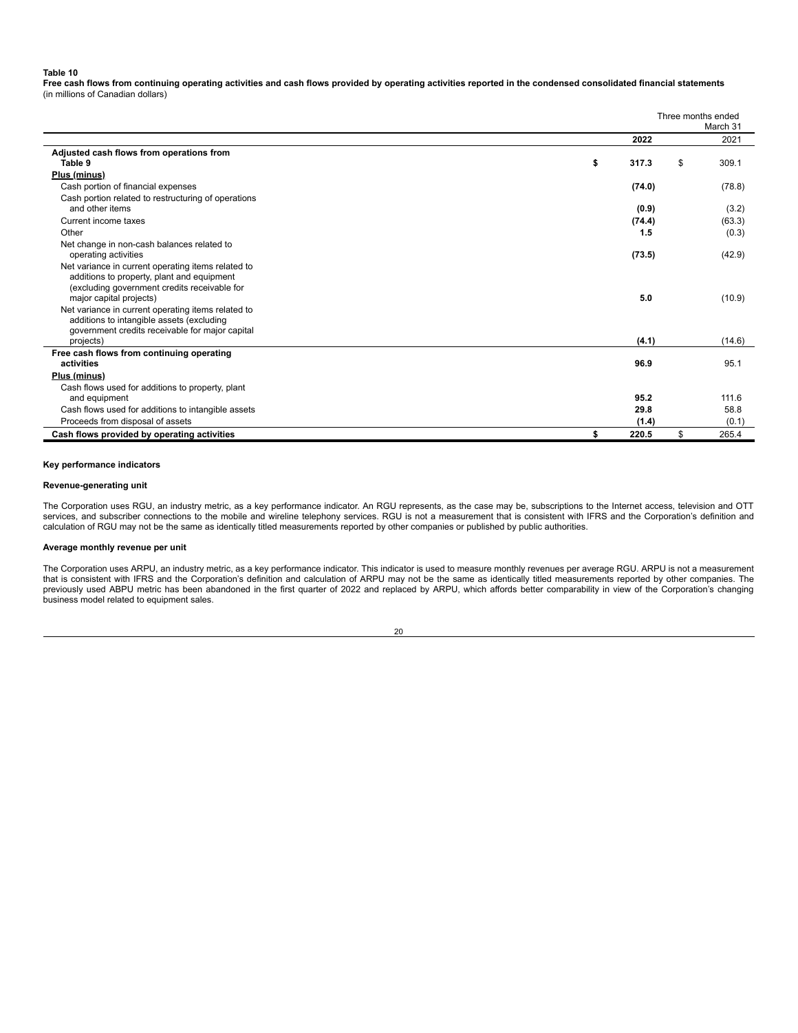**Table 10**

**Free cash flows from continuing operating activities and cash flows provided by operating activities reported in the condensed consolidated financial statements**
(in millions of Canadian dollars)

| | Three months ended March 31 | |
|---|---|---|
| | **2022** | 2021 |
| **Adjusted cash flows from operations from Table 9** | **$ 317.3** | $ 309.1 |
| **Plus (minus)** | | |
| Cash portion of financial expenses | **(74.0)** | (78.8) |
| Cash portion related to restructuring of operations and other items | **(0.9)** | (3.2) |
| Current income taxes | **(74.4)** | (63.3) |
| Other | **1.5** | (0.3) |
| Net change in non-cash balances related to operating activities | **(73.5)** | (42.9) |
| Net variance in current operating items related to additions to property, plant and equipment (excluding government credits receivable for major capital projects) | **5.0** | (10.9) |
| Net variance in current operating items related to additions to intangible assets (excluding government credits receivable for major capital projects) | **(4.1)** | (14.6) |
| **Free cash flows from continuing operating activities** | **96.9** | 95.1 |
| **Plus (minus)** | | |
| Cash flows used for additions to property, plant and equipment | **95.2** | 111.6 |
| Cash flows used for additions to intangible assets | **29.8** | 58.8 |
| Proceeds from disposal of assets | **(1.4)** | (0.1) |
| **Cash flows provided by operating activities** | **$ 220.5** | $ 265.4 |

**Key performance indicators**

**Revenue-generating unit**

The Corporation uses RGU, an industry metric, as a key performance indicator. An RGU represents, as the case may be, subscriptions to the Internet access, television and OTT services, and subscriber connections to the mobile and wireline telephony services. RGU is not a measurement that is consistent with IFRS and the Corporation's definition and calculation of RGU may not be the same as identically titled measurements reported by other companies or published by public authorities.

**Average monthly revenue per unit**

The Corporation uses ARPU, an industry metric, as a key performance indicator. This indicator is used to measure monthly revenues per average RGU. ARPU is not a measurement that is consistent with IFRS and the Corporation's definition and calculation of ARPU may not be the same as identically titled measurements reported by other companies. The previously used ABPU metric has been abandoned in the first quarter of 2022 and replaced by ARPU, which affords better comparability in view of the Corporation's changing business model related to equipment sales.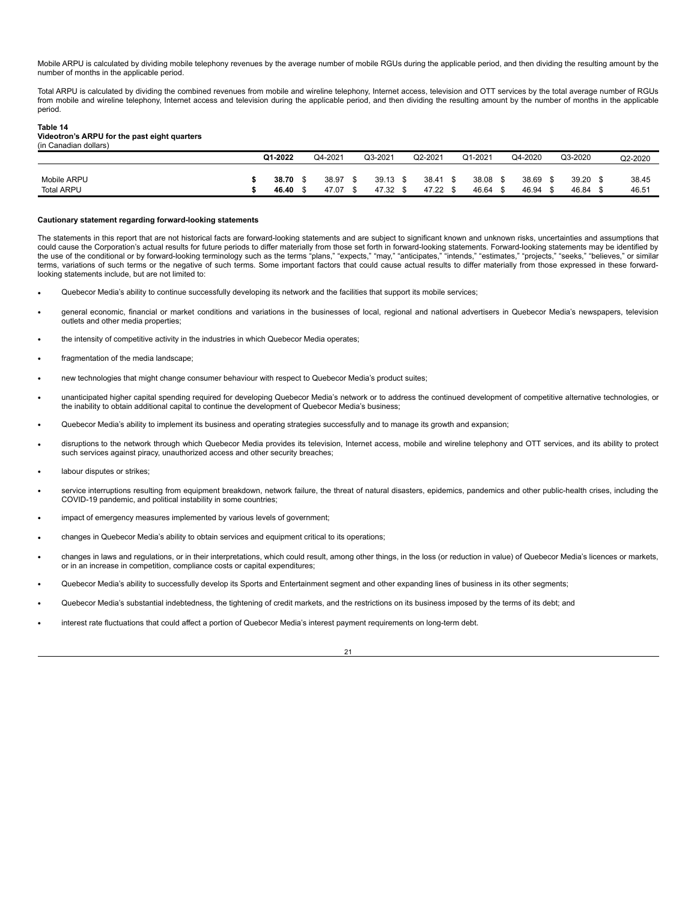Mobile ARPU is calculated by dividing mobile telephony revenues by the average number of mobile RGUs during the applicable period, and then dividing the resulting amount by the number of months in the applicable period.

Total ARPU is calculated by dividing the combined revenues from mobile and wireline telephony, Internet access, television and OTT services by the total average number of RGUs from mobile and wireline telephony, Internet access and television during the applicable period, and then dividing the resulting amount by the number of months in the applicable period.

**Table 14**
**Videotron's ARPU for the past eight quarters**
(in Canadian dollars)

| | **Q1-2022** | Q4-2021 | Q3-2021 | Q2-2021 | Q1-2021 | Q4-2020 | Q3-2020 | Q2-2020 |
|---|---|---|---|---|---|---|---|---|
| Mobile ARPU | **$ 38.70** | $ 38.97 | $ 39.13 | $ 38.41 | $ 38.08 | $ 38.69 | $ 39.20 | $ 38.45 |
| Total ARPU | **$ 46.40** | $ 47.07 | $ 47.32 | $ 47.22 | $ 46.64 | $ 46.94 | $ 46.84 | $ 46.51 |

**Cautionary statement regarding forward-looking statements**

The statements in this report that are not historical facts are forward-looking statements and are subject to significant known and unknown risks, uncertainties and assumptions that could cause the Corporation's actual results for future periods to differ materially from those set forth in forward-looking statements. Forward-looking statements may be identified by the use of the conditional or by forward-looking terminology such as the terms "plans," "expects," "may," "anticipates," "intends," "estimates," "projects," "seeks," "believes," or similar terms, variations of such terms or the negative of such terms. Some important factors that could cause actual results to differ materially from those expressed in these forward-looking statements include, but are not limited to:

- Quebecor Media's ability to continue successfully developing its network and the facilities that support its mobile services;
- general economic, financial or market conditions and variations in the businesses of local, regional and national advertisers in Quebecor Media's newspapers, television outlets and other media properties;
- the intensity of competitive activity in the industries in which Quebecor Media operates;
- fragmentation of the media landscape;
- new technologies that might change consumer behaviour with respect to Quebecor Media's product suites;
- unanticipated higher capital spending required for developing Quebecor Media's network or to address the continued development of competitive alternative technologies, or the inability to obtain additional capital to continue the development of Quebecor Media's business;
- Quebecor Media's ability to implement its business and operating strategies successfully and to manage its growth and expansion;
- disruptions to the network through which Quebecor Media provides its television, Internet access, mobile and wireline telephony and OTT services, and its ability to protect such services against piracy, unauthorized access and other security breaches;
- labour disputes or strikes;
- service interruptions resulting from equipment breakdown, network failure, the threat of natural disasters, epidemics, pandemics and other public-health crises, including the COVID-19 pandemic, and political instability in some countries;
- impact of emergency measures implemented by various levels of government;
- changes in Quebecor Media's ability to obtain services and equipment critical to its operations;
- changes in laws and regulations, or in their interpretations, which could result, among other things, in the loss (or reduction in value) of Quebecor Media's licences or markets, or in an increase in competition, compliance costs or capital expenditures;
- Quebecor Media's ability to successfully develop its Sports and Entertainment segment and other expanding lines of business in its other segments;
- Quebecor Media's substantial indebtedness, the tightening of credit markets, and the restrictions on its business imposed by the terms of its debt; and
- interest rate fluctuations that could affect a portion of Quebecor Media's interest payment requirements on long-term debt.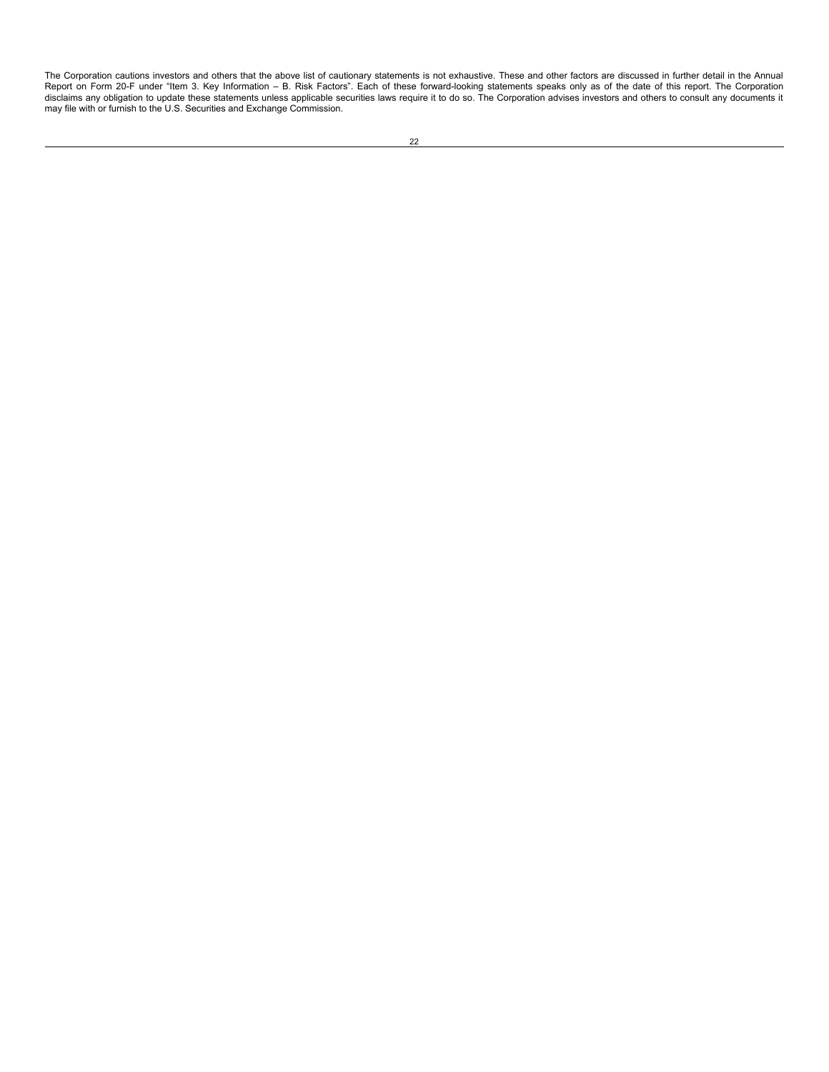The Corporation cautions investors and others that the above list of cautionary statements is not exhaustive. These and other factors are discussed in further detail in the Annual Report on Form 20-F under "Item 3. Key Information – B. Risk Factors". Each of these forward-looking statements speaks only as of the date of this report. The Corporation disclaims any obligation to update these statements unless applicable securities laws require it to do so. The Corporation advises investors and others to consult any documents it may file with or furnish to the U.S. Securities and Exchange Commission.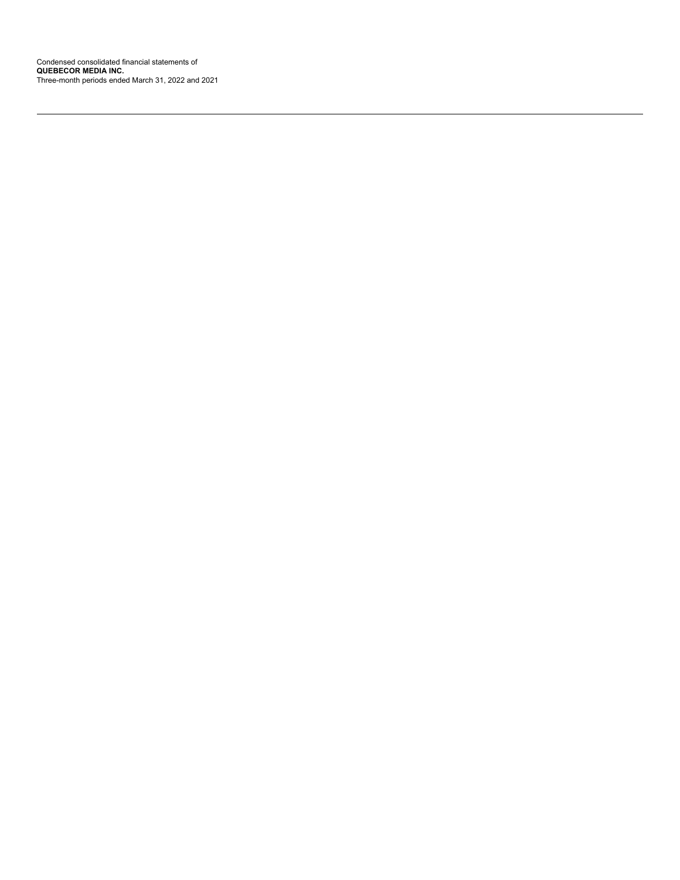Condensed consolidated financial statements of
**QUEBECOR MEDIA INC.**
Three-month periods ended March 31, 2022 and 2021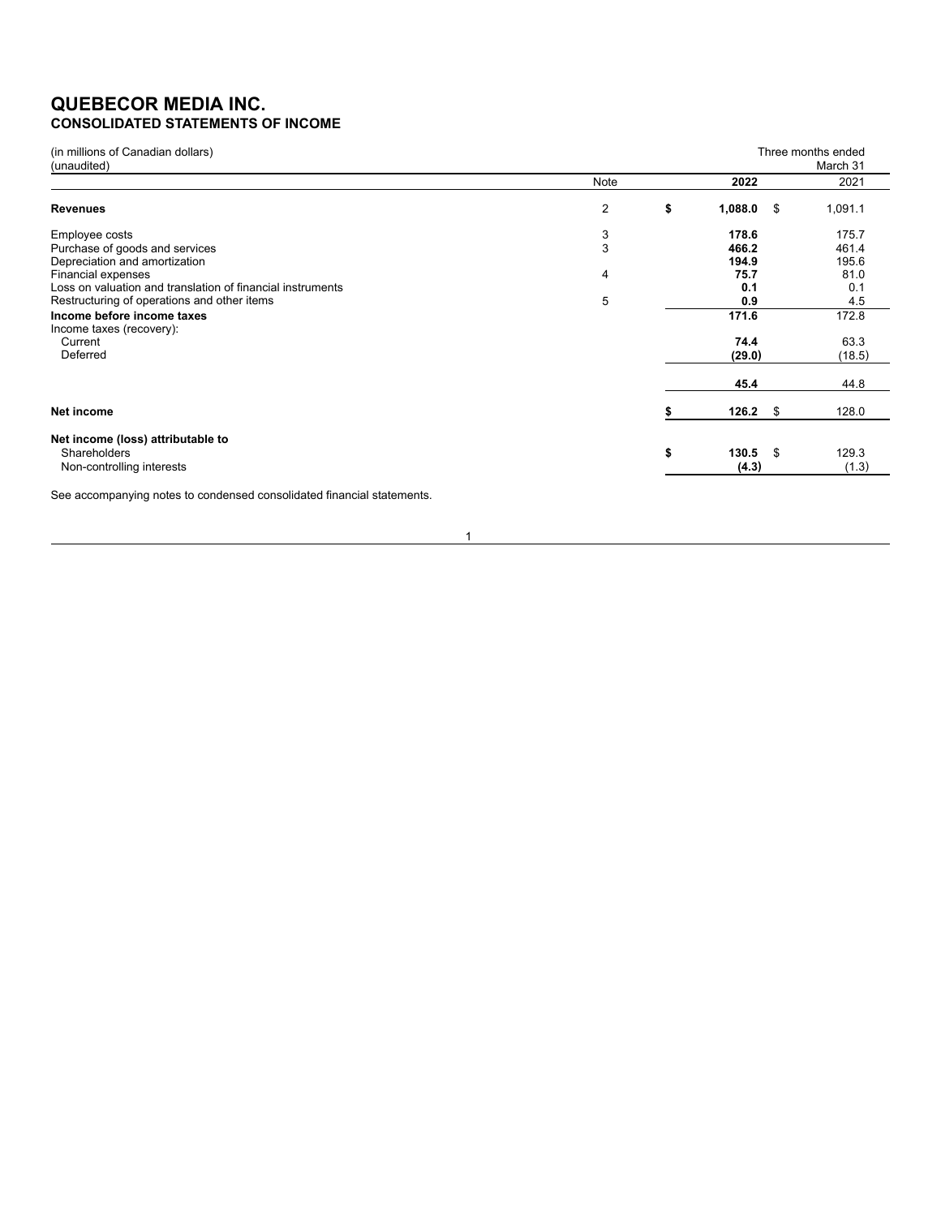# QUEBECOR MEDIA INC.
## CONSOLIDATED STATEMENTS OF INCOME

(in millions of Canadian dollars)
(unaudited)

| | Note | Three months ended March 31 2022 | 2021 |
|---|---|---|---|
| **Revenues** | 2 | **$ 1,088.0** | $ 1,091.1 |
| Employee costs | 3 | **178.6** | 175.7 |
| Purchase of goods and services | 3 | **466.2** | 461.4 |
| Depreciation and amortization | | **194.9** | 195.6 |
| Financial expenses | 4 | **75.7** | 81.0 |
| Loss on valuation and translation of financial instruments | | **0.1** | 0.1 |
| Restructuring of operations and other items | 5 | **0.9** | 4.5 |
| **Income before income taxes** | | **171.6** | 172.8 |
| Income taxes (recovery): | | | |
| Current | | **74.4** | 63.3 |
| Deferred | | **(29.0)** | (18.5) |
| | | **45.4** | 44.8 |
| **Net income** | | **$ 126.2** | $ 128.0 |
| **Net income (loss) attributable to** | | | |
| Shareholders | | **$ 130.5** | $ 129.3 |
| Non-controlling interests | | **(4.3)** | (1.3) |

See accompanying notes to condensed consolidated financial statements.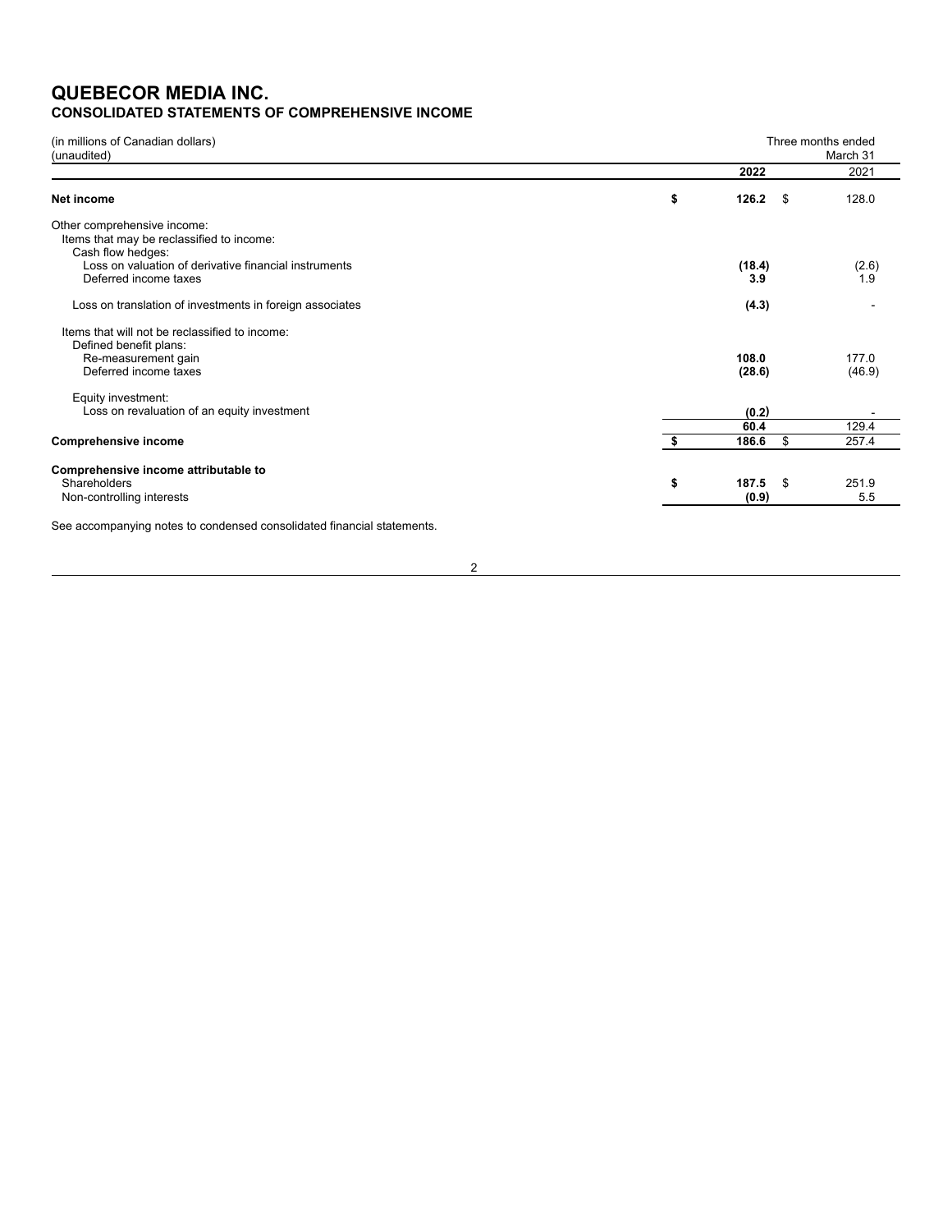# QUEBECOR MEDIA INC.
## CONSOLIDATED STATEMENTS OF COMPREHENSIVE INCOME

| (in millions of Canadian dollars)<br>(unaudited) | Three months ended March 31 | |
|---|---|---|
| | **2022** | 2021 |
| **Net income** | **$ 126.2** | $ 128.0 |
| Other comprehensive income: | | |
| Items that may be reclassified to income: | | |
| Cash flow hedges: | | |
| Loss on valuation of derivative financial instruments | **(18.4)** | (2.6) |
| Deferred income taxes | **3.9** | 1.9 |
| Loss on translation of investments in foreign associates | **(4.3)** | - |
| Items that will not be reclassified to income: | | |
| Defined benefit plans: | | |
| Re-measurement gain | **108.0** | 177.0 |
| Deferred income taxes | **(28.6)** | (46.9) |
| Equity investment: | | |
| Loss on revaluation of an equity investment | **(0.2)** | - |
| | **60.4** | 129.4 |
| **Comprehensive income** | **$ 186.6** | $ 257.4 |
| **Comprehensive income attributable to** | | |
| Shareholders | **$ 187.5** | $ 251.9 |
| Non-controlling interests | **(0.9)** | 5.5 |

See accompanying notes to condensed consolidated financial statements.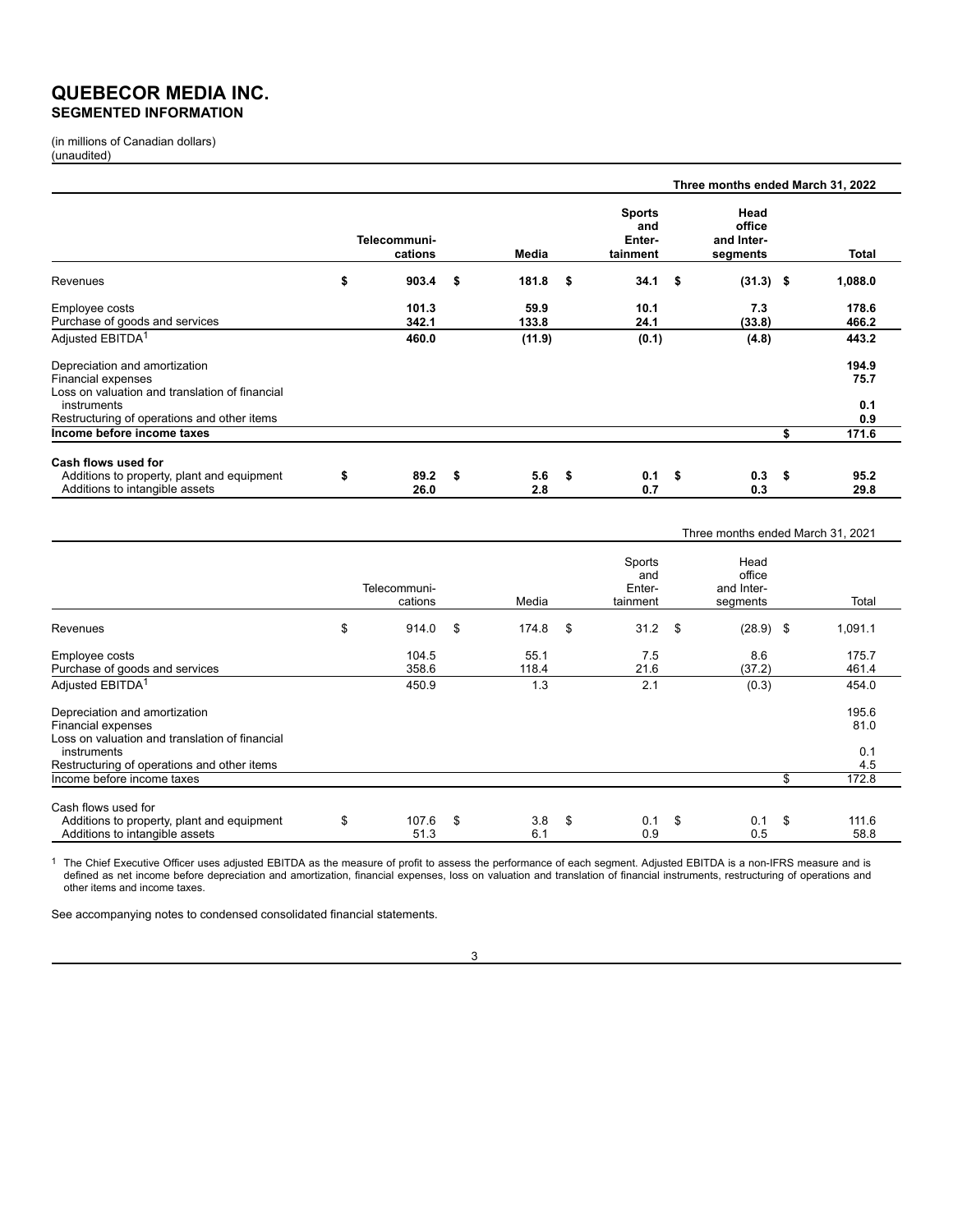# QUEBECOR MEDIA INC.
## SEGMENTED INFORMATION

(in millions of Canadian dollars)
(unaudited)

| | | | | | Three months ended March 31, 2022 |
|---|---|---|---|---|---|
| | Telecommunications | Media | Sports and Entertainment | Head office and Inter-segments | Total |
| Revenues | $ 903.4 | $ 181.8 | $ 34.1 | $ (31.3) | $ 1,088.0 |
| Employee costs | 101.3 | 59.9 | 10.1 | 7.3 | 178.6 |
| Purchase of goods and services | 342.1 | 133.8 | 24.1 | (33.8) | 466.2 |
| Adjusted EBITDA[1] | 460.0 | (11.9) | (0.1) | (4.8) | 443.2 |
| Depreciation and amortization | | | | | 194.9 |
| Financial expenses | | | | | 75.7 |
| Loss on valuation and translation of financial instruments | | | | | 0.1 |
| Restructuring of operations and other items | | | | | 0.9 |
| **Income before income taxes** | | | | | $ 171.6 |
| **Cash flows used for** | | | | | |
| Additions to property, plant and equipment | $ 89.2 | $ 5.6 | $ 0.1 | $ 0.3 | $ 95.2 |
| Additions to intangible assets | 26.0 | 2.8 | 0.7 | 0.3 | 29.8 |

| | | | | | Three months ended March 31, 2021 |
|---|---|---|---|---|---|
| | Telecommunications | Media | Sports and Entertainment | Head office and Inter-segments | Total |
| Revenues | $ 914.0 | $ 174.8 | $ 31.2 | $ (28.9) | $ 1,091.1 |
| Employee costs | 104.5 | 55.1 | 7.5 | 8.6 | 175.7 |
| Purchase of goods and services | 358.6 | 118.4 | 21.6 | (37.2) | 461.4 |
| Adjusted EBITDA[1] | 450.9 | 1.3 | 2.1 | (0.3) | 454.0 |
| Depreciation and amortization | | | | | 195.6 |
| Financial expenses | | | | | 81.0 |
| Loss on valuation and translation of financial instruments | | | | | 0.1 |
| Restructuring of operations and other items | | | | | 4.5 |
| Income before income taxes | | | | | $ 172.8 |
| Cash flows used for | | | | | |
| Additions to property, plant and equipment | $ 107.6 | $ 3.8 | $ 0.1 | $ 0.1 | $ 111.6 |
| Additions to intangible assets | 51.3 | 6.1 | 0.9 | 0.5 | 58.8 |

[1] The Chief Executive Officer uses adjusted EBITDA as the measure of profit to assess the performance of each segment. Adjusted EBITDA is a non-IFRS measure and is defined as net income before depreciation and amortization, financial expenses, loss on valuation and translation of financial instruments, restructuring of operations and other items and income taxes.

See accompanying notes to condensed consolidated financial statements.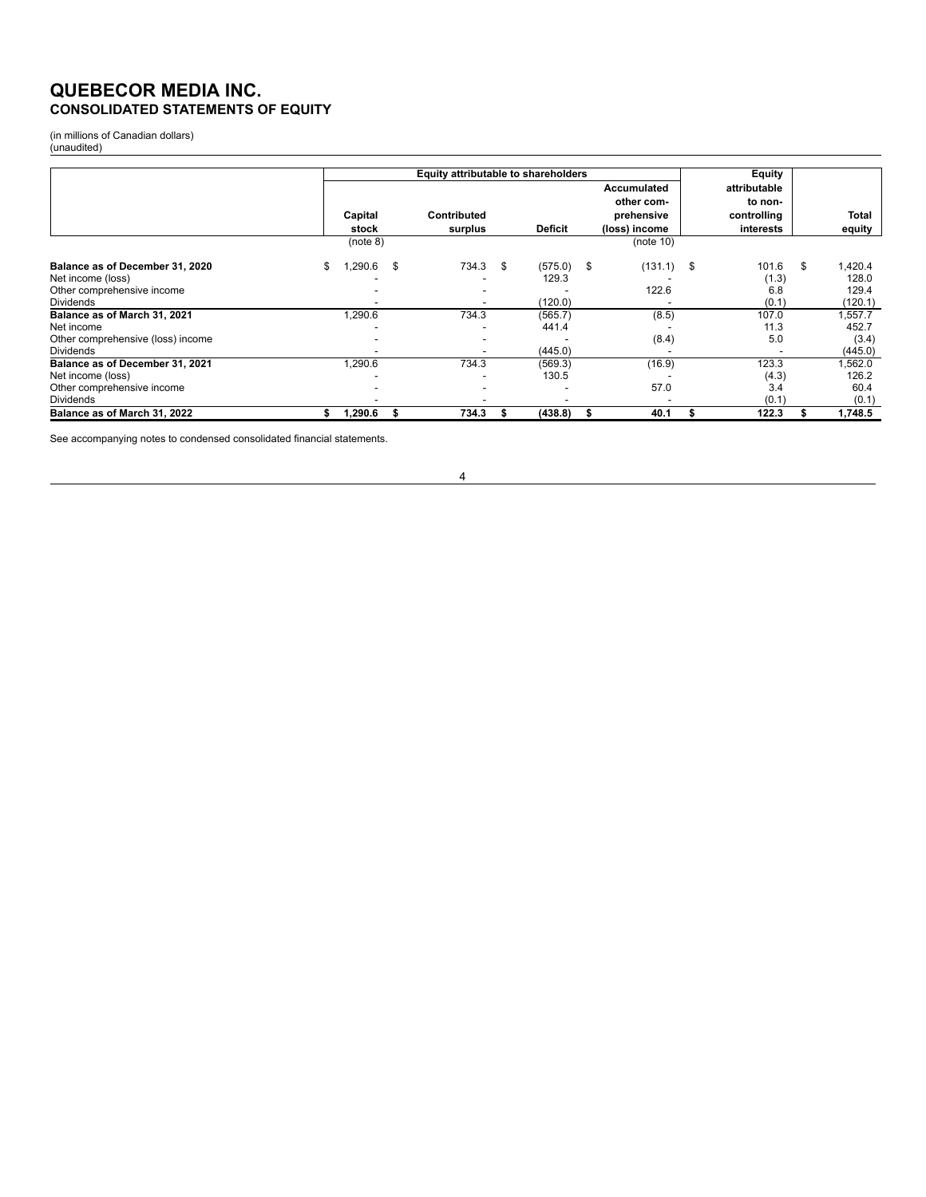# QUEBECOR MEDIA INC.
## CONSOLIDATED STATEMENTS OF EQUITY

(in millions of Canadian dollars)
(unaudited)

| | Equity attributable to shareholders | | | | Equity attributable to non-controlling interests | |
|---|---|---|---|---|---|---|
| | Capital stock | Contributed surplus | Deficit | Accumulated other comprehensive (loss) income | | Total equity |
| | (note 8) | | | (note 10) | | |
| **Balance as of December 31, 2020** | $ 1,290.6 | $ 734.3 | $ (575.0) | $ (131.1) | $ 101.6 | $ 1,420.4 |
| Net income (loss) | - | - | 129.3 | - | (1.3) | 128.0 |
| Other comprehensive income | - | - | - | 122.6 | 6.8 | 129.4 |
| Dividends | - | - | (120.0) | - | (0.1) | (120.1) |
| **Balance as of March 31, 2021** | 1,290.6 | 734.3 | (565.7) | (8.5) | 107.0 | 1,557.7 |
| Net income | - | - | 441.4 | - | 11.3 | 452.7 |
| Other comprehensive (loss) income | - | - | - | (8.4) | 5.0 | (3.4) |
| Dividends | - | - | (445.0) | - | - | (445.0) |
| **Balance as of December 31, 2021** | 1,290.6 | 734.3 | (569.3) | (16.9) | 123.3 | 1,562.0 |
| Net income (loss) | - | - | 130.5 | - | (4.3) | 126.2 |
| Other comprehensive income | - | - | - | 57.0 | 3.4 | 60.4 |
| Dividends | - | - | - | - | (0.1) | (0.1) |
| **Balance as of March 31, 2022** | **$ 1,290.6** | **$ 734.3** | **$ (438.8)** | **$ 40.1** | **$ 122.3** | **$ 1,748.5** |

See accompanying notes to condensed consolidated financial statements.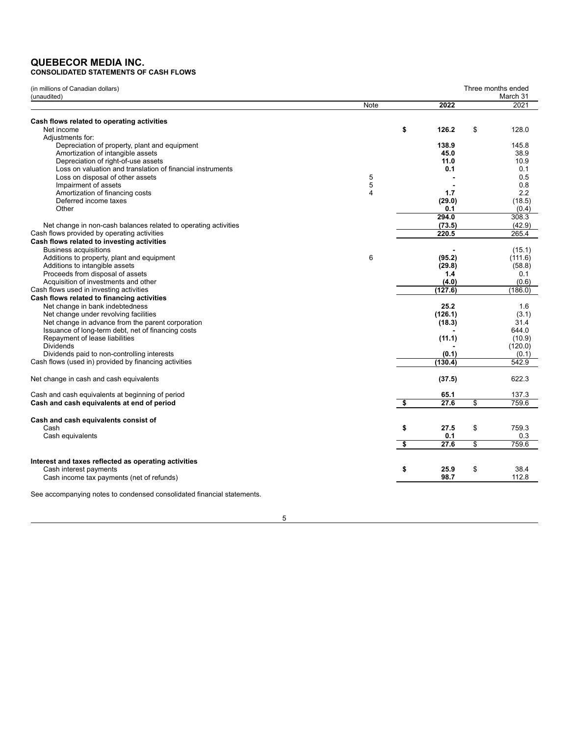# QUEBECOR MEDIA INC.

**CONSOLIDATED STATEMENTS OF CASH FLOWS**

(in millions of Canadian dollars)
(unaudited)

| | Note | Three months ended March 31 2022 | 2021 |
|---|---|---|---|
| **Cash flows related to operating activities** | | | |
| Net income | | **$ 126.2** | $ 128.0 |
| Adjustments for: | | | |
| Depreciation of property, plant and equipment | | **138.9** | 145.8 |
| Amortization of intangible assets | | **45.0** | 38.9 |
| Depreciation of right-of-use assets | | **11.0** | 10.9 |
| Loss on valuation and translation of financial instruments | | **0.1** | 0.1 |
| Loss on disposal of other assets | 5 | **-** | 0.5 |
| Impairment of assets | 5 | **-** | 0.8 |
| Amortization of financing costs | 4 | **1.7** | 2.2 |
| Deferred income taxes | | **(29.0)** | (18.5) |
| Other | | **0.1** | (0.4) |
| | | **294.0** | 308.3 |
| Net change in non-cash balances related to operating activities | | **(73.5)** | (42.9) |
| Cash flows provided by operating activities | | **220.5** | 265.4 |
| **Cash flows related to investing activities** | | | |
| Business acquisitions | | **-** | (15.1) |
| Additions to property, plant and equipment | 6 | **(95.2)** | (111.6) |
| Additions to intangible assets | | **(29.8)** | (58.8) |
| Proceeds from disposal of assets | | **1.4** | 0.1 |
| Acquisition of investments and other | | **(4.0)** | (0.6) |
| Cash flows used in investing activities | | **(127.6)** | (186.0) |
| **Cash flows related to financing activities** | | | |
| Net change in bank indebtedness | | **25.2** | 1.6 |
| Net change under revolving facilities | | **(126.1)** | (3.1) |
| Net change in advance from the parent corporation | | **(18.3)** | 31.4 |
| Issuance of long-term debt, net of financing costs | | **-** | 644.0 |
| Repayment of lease liabilities | | **(11.1)** | (10.9) |
| Dividends | | **-** | (120.0) |
| Dividends paid to non-controlling interests | | **(0.1)** | (0.1) |
| Cash flows (used in) provided by financing activities | | **(130.4)** | 542.9 |
| Net change in cash and cash equivalents | | **(37.5)** | 622.3 |
| Cash and cash equivalents at beginning of period | | **65.1** | 137.3 |
| **Cash and cash equivalents at end of period** | | **$ 27.6** | $ 759.6 |
| **Cash and cash equivalents consist of** | | | |
| Cash | | **$ 27.5** | $ 759.3 |
| Cash equivalents | | **0.1** | 0.3 |
| | | **$ 27.6** | $ 759.6 |
| **Interest and taxes reflected as operating activities** | | | |
| Cash interest payments | | **$ 25.9** | $ 38.4 |
| Cash income tax payments (net of refunds) | | **98.7** | 112.8 |

See accompanying notes to condensed consolidated financial statements.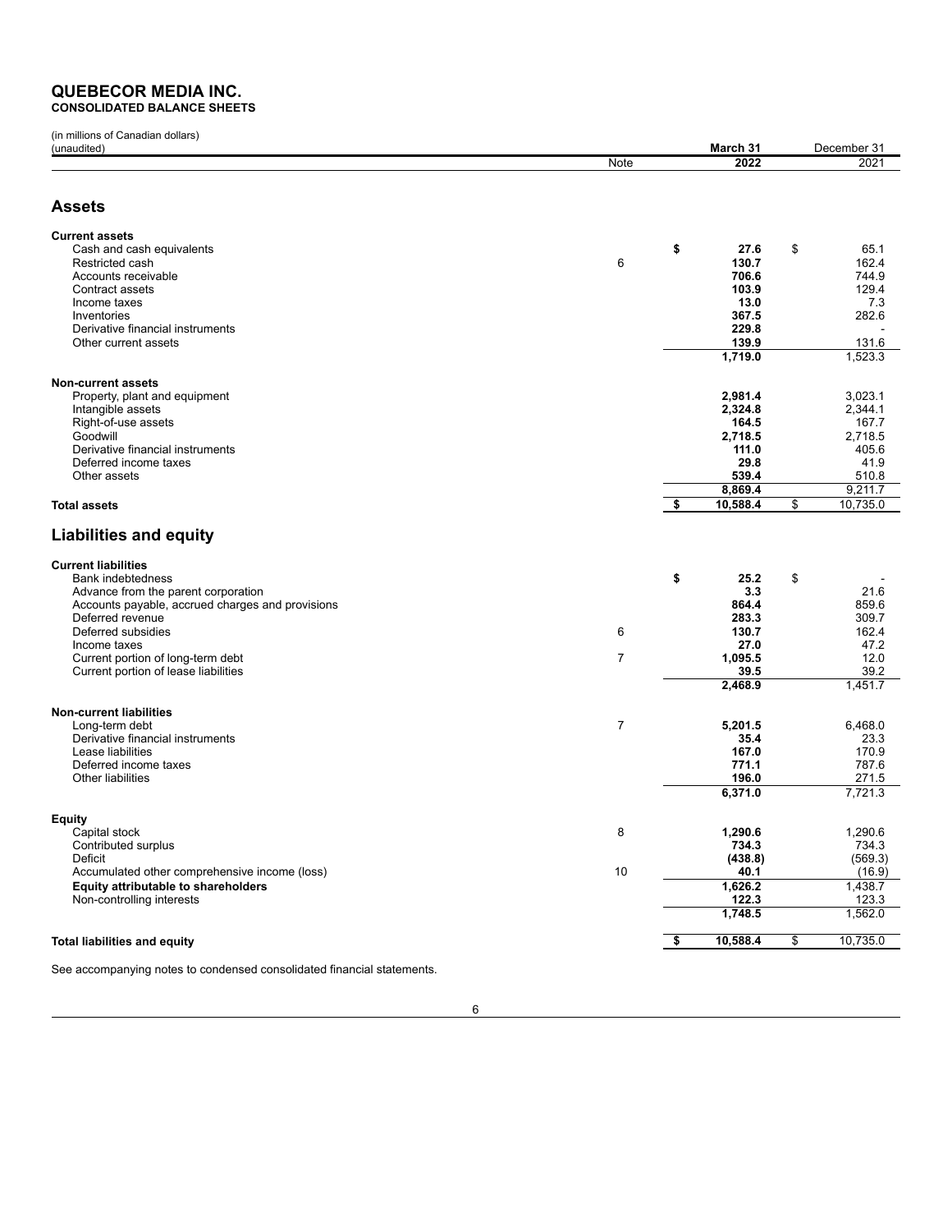# QUEBECOR MEDIA INC.

**CONSOLIDATED BALANCE SHEETS**

(in millions of Canadian dollars)
(unaudited)

| | Note | March 31 2022 | December 31 2021 |
|---|---|---|---|
| **Assets** | | | |
| **Current assets** | | | |
| Cash and cash equivalents | | **$ 27.6** | $ 65.1 |
| Restricted cash | 6 | **130.7** | 162.4 |
| Accounts receivable | | **706.6** | 744.9 |
| Contract assets | | **103.9** | 129.4 |
| Income taxes | | **13.0** | 7.3 |
| Inventories | | **367.5** | 282.6 |
| Derivative financial instruments | | **229.8** | - |
| Other current assets | | **139.9** | 131.6 |
| | | **1,719.0** | 1,523.3 |
| **Non-current assets** | | | |
| Property, plant and equipment | | **2,981.4** | 3,023.1 |
| Intangible assets | | **2,324.8** | 2,344.1 |
| Right-of-use assets | | **164.5** | 167.7 |
| Goodwill | | **2,718.5** | 2,718.5 |
| Derivative financial instruments | | **111.0** | 405.6 |
| Deferred income taxes | | **29.8** | 41.9 |
| Other assets | | **539.4** | 510.8 |
| | | **8,869.4** | 9,211.7 |
| **Total assets** | | **$ 10,588.4** | $ 10,735.0 |
| **Liabilities and equity** | | | |
| **Current liabilities** | | | |
| Bank indebtedness | | **$ 25.2** | $ - |
| Advance from the parent corporation | | **3.3** | 21.6 |
| Accounts payable, accrued charges and provisions | | **864.4** | 859.6 |
| Deferred revenue | | **283.3** | 309.7 |
| Deferred subsidies | 6 | **130.7** | 162.4 |
| Income taxes | | **27.0** | 47.2 |
| Current portion of long-term debt | 7 | **1,095.5** | 12.0 |
| Current portion of lease liabilities | | **39.5** | 39.2 |
| | | **2,468.9** | 1,451.7 |
| **Non-current liabilities** | | | |
| Long-term debt | 7 | **5,201.5** | 6,468.0 |
| Derivative financial instruments | | **35.4** | 23.3 |
| Lease liabilities | | **167.0** | 170.9 |
| Deferred income taxes | | **771.1** | 787.6 |
| Other liabilities | | **196.0** | 271.5 |
| | | **6,371.0** | 7,721.3 |
| **Equity** | | | |
| Capital stock | 8 | **1,290.6** | 1,290.6 |
| Contributed surplus | | **734.3** | 734.3 |
| Deficit | | **(438.8)** | (569.3) |
| Accumulated other comprehensive income (loss) | 10 | **40.1** | (16.9) |
| **Equity attributable to shareholders** | | **1,626.2** | 1,438.7 |
| Non-controlling interests | | **122.3** | 123.3 |
| | | **1,748.5** | 1,562.0 |
| **Total liabilities and equity** | | **$ 10,588.4** | $ 10,735.0 |

See accompanying notes to condensed consolidated financial statements.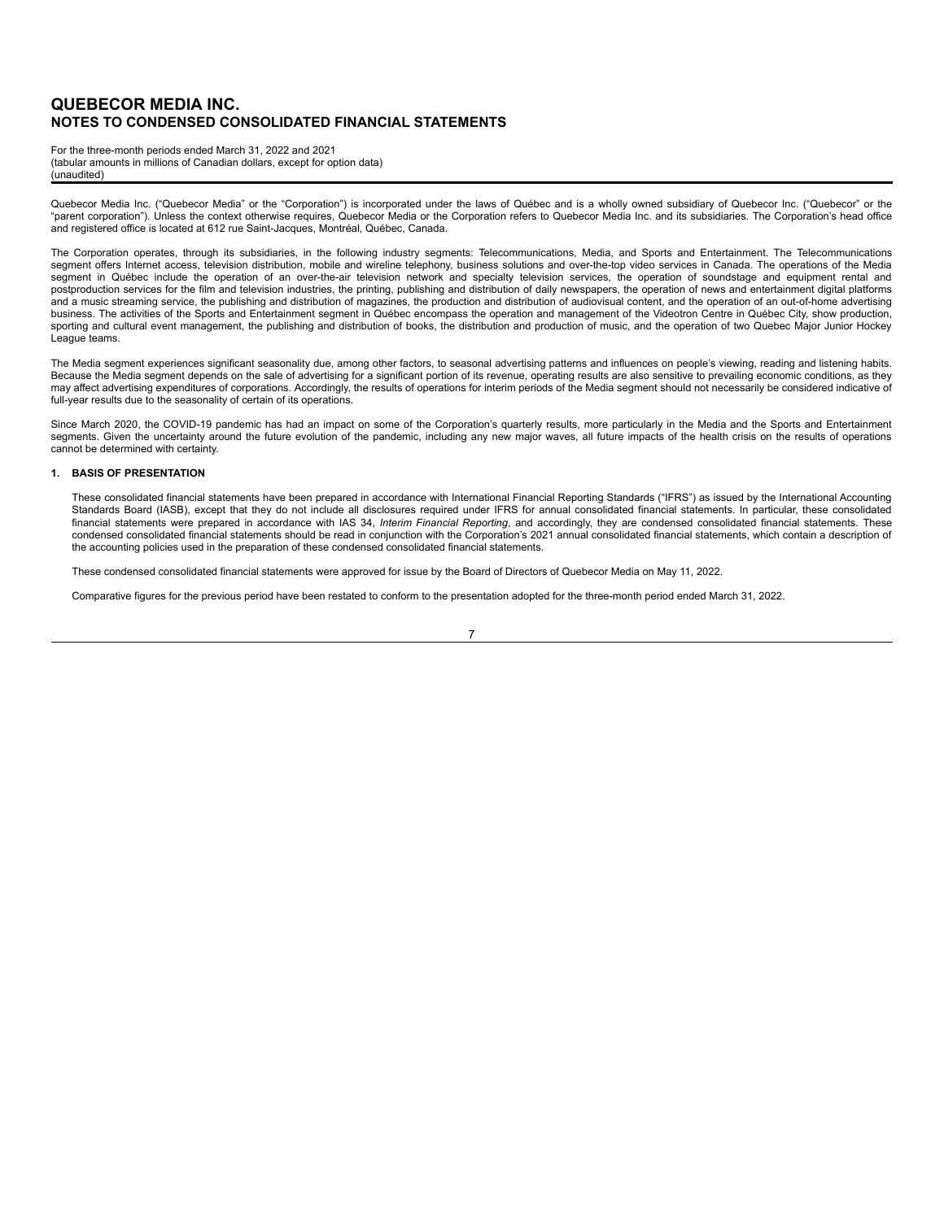# QUEBECOR MEDIA INC.
## NOTES TO CONDENSED CONSOLIDATED FINANCIAL STATEMENTS

For the three-month periods ended March 31, 2022 and 2021
(tabular amounts in millions of Canadian dollars, except for option data)
(unaudited)

Quebecor Media Inc. ("Quebecor Media" or the "Corporation") is incorporated under the laws of Québec and is a wholly owned subsidiary of Quebecor Inc. ("Quebecor" or the "parent corporation"). Unless the context otherwise requires, Quebecor Media or the Corporation refers to Quebecor Media Inc. and its subsidiaries. The Corporation's head office and registered office is located at 612 rue Saint-Jacques, Montréal, Québec, Canada.

The Corporation operates, through its subsidiaries, in the following industry segments: Telecommunications, Media, and Sports and Entertainment. The Telecommunications segment offers Internet access, television distribution, mobile and wireline telephony, business solutions and over-the-top video services in Canada. The operations of the Media segment in Québec include the operation of an over-the-air television network and specialty television services, the operation of soundstage and equipment rental and postproduction services for the film and television industries, the printing, publishing and distribution of daily newspapers, the operation of news and entertainment digital platforms and a music streaming service, the publishing and distribution of magazines, the production and distribution of audiovisual content, and the operation of an out-of-home advertising business. The activities of the Sports and Entertainment segment in Québec encompass the operation and management of the Videotron Centre in Québec City, show production, sporting and cultural event management, the publishing and distribution of books, the distribution and production of music, and the operation of two Quebec Major Junior Hockey League teams.

The Media segment experiences significant seasonality due, among other factors, to seasonal advertising patterns and influences on people's viewing, reading and listening habits. Because the Media segment depends on the sale of advertising for a significant portion of its revenue, operating results are also sensitive to prevailing economic conditions, as they may affect advertising expenditures of corporations. Accordingly, the results of operations for interim periods of the Media segment should not necessarily be considered indicative of full-year results due to the seasonality of certain of its operations.

Since March 2020, the COVID-19 pandemic has had an impact on some of the Corporation's quarterly results, more particularly in the Media and the Sports and Entertainment segments. Given the uncertainty around the future evolution of the pandemic, including any new major waves, all future impacts of the health crisis on the results of operations cannot be determined with certainty.

### 1. BASIS OF PRESENTATION

These consolidated financial statements have been prepared in accordance with International Financial Reporting Standards ("IFRS") as issued by the International Accounting Standards Board (IASB), except that they do not include all disclosures required under IFRS for annual consolidated financial statements. In particular, these consolidated financial statements were prepared in accordance with IAS 34, *Interim Financial Reporting*, and accordingly, they are condensed consolidated financial statements. These condensed consolidated financial statements should be read in conjunction with the Corporation's 2021 annual consolidated financial statements, which contain a description of the accounting policies used in the preparation of these condensed consolidated financial statements.

These condensed consolidated financial statements were approved for issue by the Board of Directors of Quebecor Media on May 11, 2022.

Comparative figures for the previous period have been restated to conform to the presentation adopted for the three-month period ended March 31, 2022.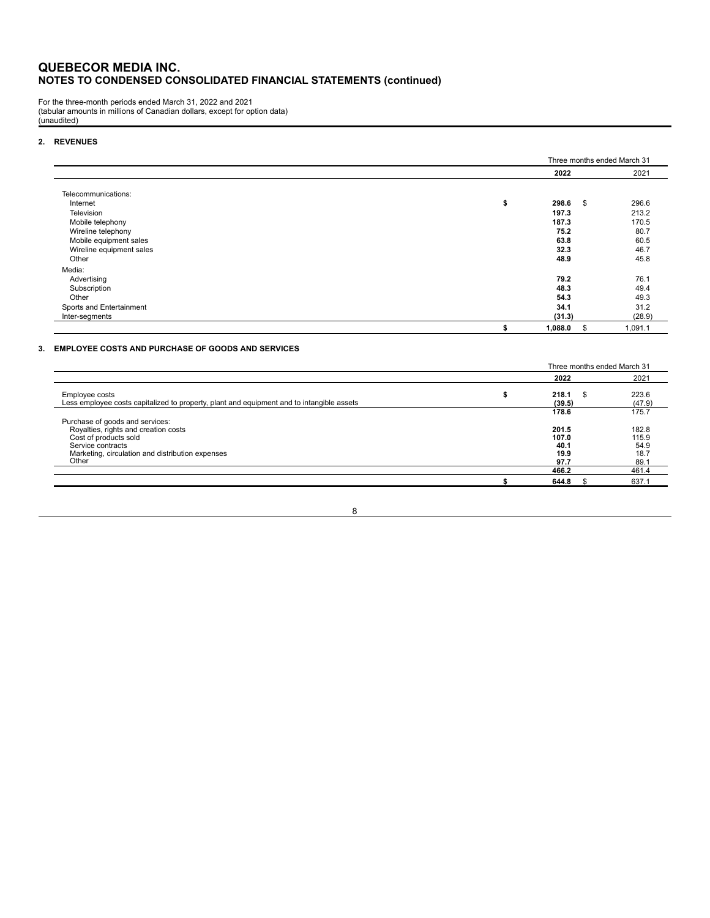# QUEBECOR MEDIA INC.
## NOTES TO CONDENSED CONSOLIDATED FINANCIAL STATEMENTS (continued)

For the three-month periods ended March 31, 2022 and 2021
(tabular amounts in millions of Canadian dollars, except for option data)
(unaudited)

### 2. REVENUES

| | Three months ended March 31 | |
|---|---|---|
| | **2022** | 2021 |
| Telecommunications: | | |
| Internet | **$ 298.6** | $ 296.6 |
| Television | **197.3** | 213.2 |
| Mobile telephony | **187.3** | 170.5 |
| Wireline telephony | **75.2** | 80.7 |
| Mobile equipment sales | **63.8** | 60.5 |
| Wireline equipment sales | **32.3** | 46.7 |
| Other | **48.9** | 45.8 |
| Media: | | |
| Advertising | **79.2** | 76.1 |
| Subscription | **48.3** | 49.4 |
| Other | **54.3** | 49.3 |
| Sports and Entertainment | **34.1** | 31.2 |
| Inter-segments | **(31.3)** | (28.9) |
| | **$ 1,088.0** | $ 1,091.1 |

### 3. EMPLOYEE COSTS AND PURCHASE OF GOODS AND SERVICES

| | Three months ended March 31 | |
|---|---|---|
| | **2022** | 2021 |
| Employee costs | **$ 218.1** | $ 223.6 |
| Less employee costs capitalized to property, plant and equipment and to intangible assets | **(39.5)** | (47.9) |
| | **178.6** | 175.7 |
| Purchase of goods and services: | | |
| Royalties, rights and creation costs | **201.5** | 182.8 |
| Cost of products sold | **107.0** | 115.9 |
| Service contracts | **40.1** | 54.9 |
| Marketing, circulation and distribution expenses | **19.9** | 18.7 |
| Other | **97.7** | 89.1 |
| | **466.2** | 461.4 |
| | **$ 644.8** | $ 637.1 |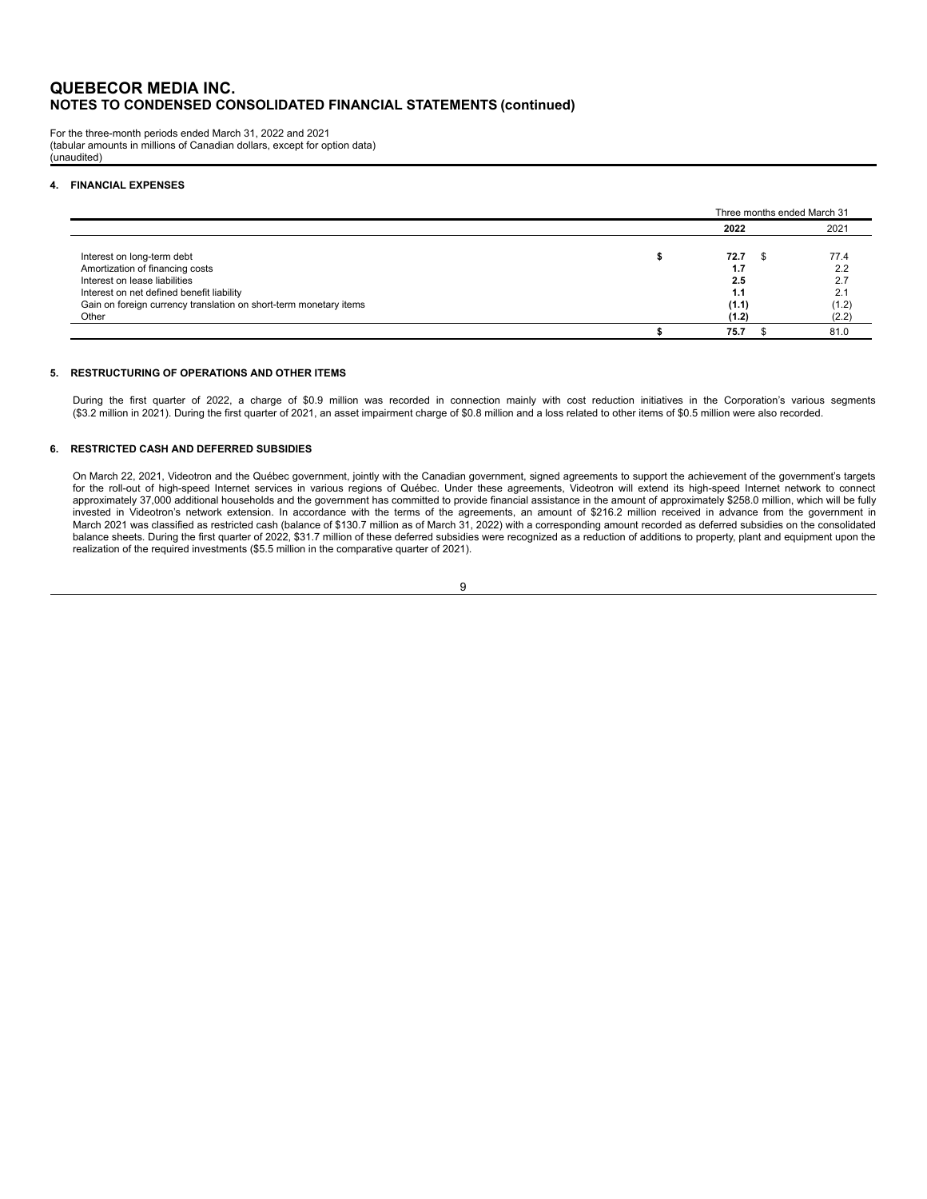# QUEBECOR MEDIA INC.
## NOTES TO CONDENSED CONSOLIDATED FINANCIAL STATEMENTS (continued)

For the three-month periods ended March 31, 2022 and 2021
(tabular amounts in millions of Canadian dollars, except for option data)
(unaudited)

### 4. FINANCIAL EXPENSES

| | Three months ended March 31 | |
|---|---|---|
| | **2022** | 2021 |
| Interest on long-term debt | **$ 72.7** | $ 77.4 |
| Amortization of financing costs | **1.7** | 2.2 |
| Interest on lease liabilities | **2.5** | 2.7 |
| Interest on net defined benefit liability | **1.1** | 2.1 |
| Gain on foreign currency translation on short-term monetary items | **(1.1)** | (1.2) |
| Other | **(1.2)** | (2.2) |
| | **$ 75.7** | $ 81.0 |

### 5. RESTRUCTURING OF OPERATIONS AND OTHER ITEMS

During the first quarter of 2022, a charge of $0.9 million was recorded in connection mainly with cost reduction initiatives in the Corporation's various segments ($3.2 million in 2021). During the first quarter of 2021, an asset impairment charge of $0.8 million and a loss related to other items of $0.5 million were also recorded.

### 6. RESTRICTED CASH AND DEFERRED SUBSIDIES

On March 22, 2021, Videotron and the Québec government, jointly with the Canadian government, signed agreements to support the achievement of the government's targets for the roll-out of high-speed Internet services in various regions of Québec. Under these agreements, Videotron will extend its high-speed Internet network to connect approximately 37,000 additional households and the government has committed to provide financial assistance in the amount of approximately $258.0 million, which will be fully invested in Videotron's network extension. In accordance with the terms of the agreements, an amount of $216.2 million received in advance from the government in March 2021 was classified as restricted cash (balance of $130.7 million as of March 31, 2022) with a corresponding amount recorded as deferred subsidies on the consolidated balance sheets. During the first quarter of 2022, $31.7 million of these deferred subsidies were recognized as a reduction of additions to property, plant and equipment upon the realization of the required investments ($5.5 million in the comparative quarter of 2021).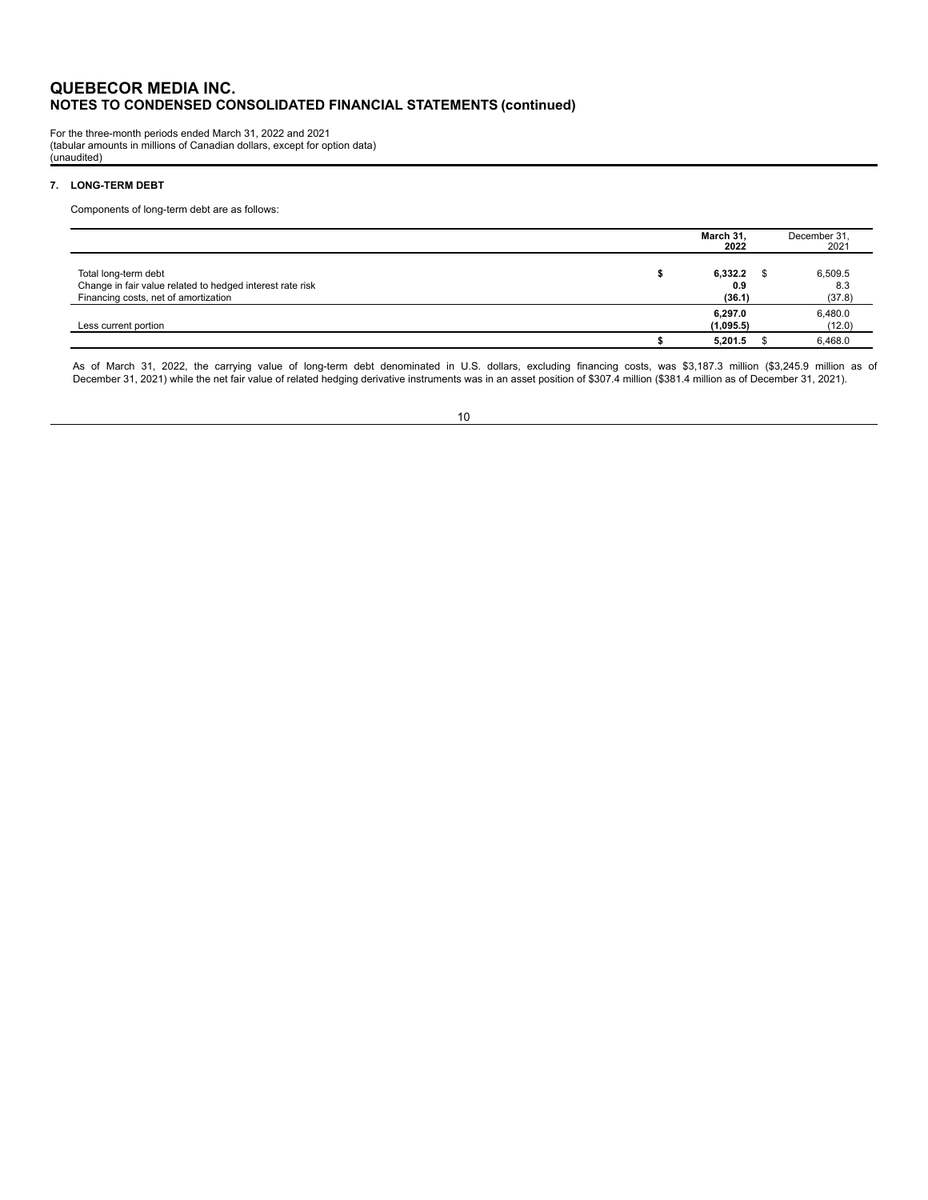# QUEBECOR MEDIA INC.
## NOTES TO CONDENSED CONSOLIDATED FINANCIAL STATEMENTS (continued)

For the three-month periods ended March 31, 2022 and 2021
(tabular amounts in millions of Canadian dollars, except for option data)
(unaudited)

### 7. LONG-TERM DEBT

Components of long-term debt are as follows:

| | March 31, 2022 | December 31, 2021 |
|---|---|---|
| Total long-term debt | $ 6,332.2 | $ 6,509.5 |
| Change in fair value related to hedged interest rate risk | 0.9 | 8.3 |
| Financing costs, net of amortization | (36.1) | (37.8) |
| | 6,297.0 | 6,480.0 |
| Less current portion | (1,095.5) | (12.0) |
| | $ 5,201.5 | $ 6,468.0 |

As of March 31, 2022, the carrying value of long-term debt denominated in U.S. dollars, excluding financing costs, was $3,187.3 million ($3,245.9 million as of December 31, 2021) while the net fair value of related hedging derivative instruments was in an asset position of $307.4 million ($381.4 million as of December 31, 2021).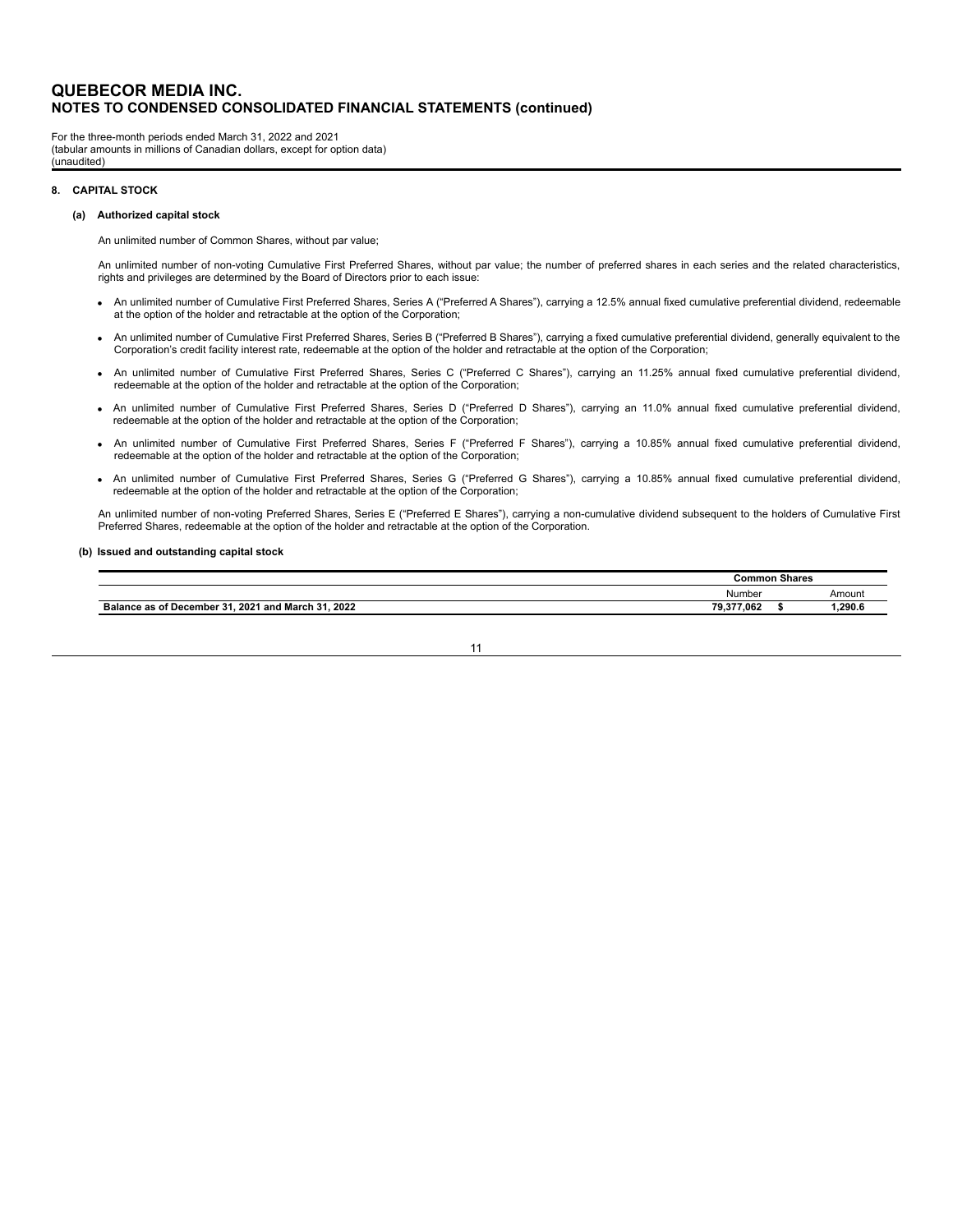# QUEBECOR MEDIA INC.
## NOTES TO CONDENSED CONSOLIDATED FINANCIAL STATEMENTS (continued)

For the three-month periods ended March 31, 2022 and 2021
(tabular amounts in millions of Canadian dollars, except for option data)
(unaudited)

### 8. CAPITAL STOCK

#### (a) Authorized capital stock

An unlimited number of Common Shares, without par value;

An unlimited number of non-voting Cumulative First Preferred Shares, without par value; the number of preferred shares in each series and the related characteristics, rights and privileges are determined by the Board of Directors prior to each issue:

- An unlimited number of Cumulative First Preferred Shares, Series A ("Preferred A Shares"), carrying a 12.5% annual fixed cumulative preferential dividend, redeemable at the option of the holder and retractable at the option of the Corporation;
- An unlimited number of Cumulative First Preferred Shares, Series B ("Preferred B Shares"), carrying a fixed cumulative preferential dividend, generally equivalent to the Corporation's credit facility interest rate, redeemable at the option of the holder and retractable at the option of the Corporation;
- An unlimited number of Cumulative First Preferred Shares, Series C ("Preferred C Shares"), carrying an 11.25% annual fixed cumulative preferential dividend, redeemable at the option of the holder and retractable at the option of the Corporation;
- An unlimited number of Cumulative First Preferred Shares, Series D ("Preferred D Shares"), carrying an 11.0% annual fixed cumulative preferential dividend, redeemable at the option of the holder and retractable at the option of the Corporation;
- An unlimited number of Cumulative First Preferred Shares, Series F ("Preferred F Shares"), carrying a 10.85% annual fixed cumulative preferential dividend, redeemable at the option of the holder and retractable at the option of the Corporation;
- An unlimited number of Cumulative First Preferred Shares, Series G ("Preferred G Shares"), carrying a 10.85% annual fixed cumulative preferential dividend, redeemable at the option of the holder and retractable at the option of the Corporation;

An unlimited number of non-voting Preferred Shares, Series E ("Preferred E Shares"), carrying a non-cumulative dividend subsequent to the holders of Cumulative First Preferred Shares, redeemable at the option of the holder and retractable at the option of the Corporation.

#### (b) Issued and outstanding capital stock

| | Common Shares | |
|---|---|---|
| | Number | Amount |
| **Balance as of December 31, 2021 and March 31, 2022** | **79,377,062** | **$ 1,290.6** |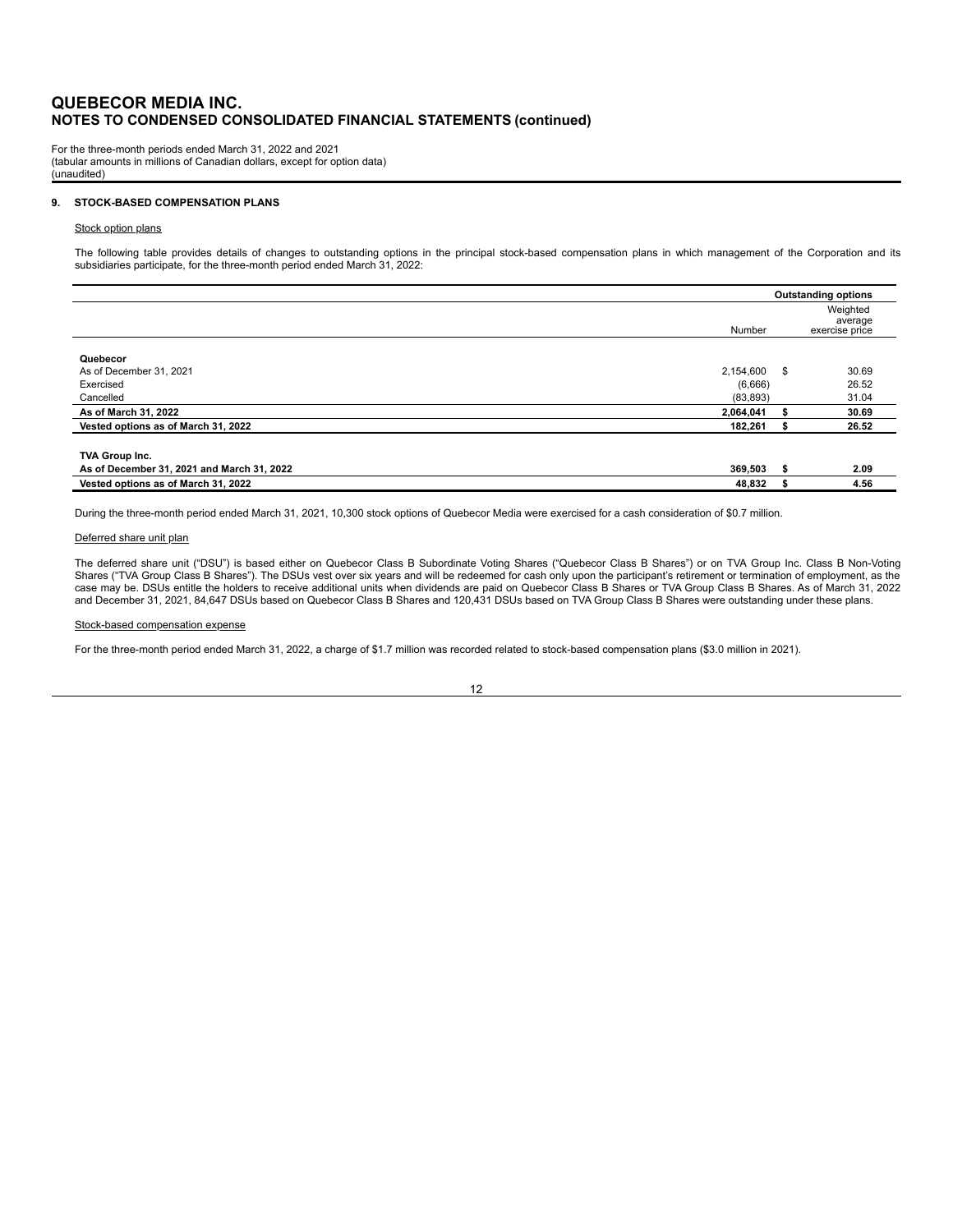# QUEBECOR MEDIA INC.
## NOTES TO CONDENSED CONSOLIDATED FINANCIAL STATEMENTS (continued)

For the three-month periods ended March 31, 2022 and 2021
(tabular amounts in millions of Canadian dollars, except for option data)
(unaudited)

### 9. STOCK-BASED COMPENSATION PLANS

Stock option plans

The following table provides details of changes to outstanding options in the principal stock-based compensation plans in which management of the Corporation and its subsidiaries participate, for the three-month period ended March 31, 2022:

| | Outstanding options | |
|---|---|---|
| | Number | Weighted average exercise price |
| **Quebecor** | | |
| As of December 31, 2021 | 2,154,600 | $ 30.69 |
| Exercised | (6,666) | 26.52 |
| Cancelled | (83,893) | 31.04 |
| **As of March 31, 2022** | **2,064,041** | **$ 30.69** |
| **Vested options as of March 31, 2022** | **182,261** | **$ 26.52** |
| **TVA Group Inc.** | | |
| **As of December 31, 2021 and March 31, 2022** | **369,503** | **$ 2.09** |
| **Vested options as of March 31, 2022** | **48,832** | **$ 4.56** |

During the three-month period ended March 31, 2021, 10,300 stock options of Quebecor Media were exercised for a cash consideration of $0.7 million.

Deferred share unit plan

The deferred share unit ("DSU") is based either on Quebecor Class B Subordinate Voting Shares ("Quebecor Class B Shares") or on TVA Group Inc. Class B Non-Voting Shares ("TVA Group Class B Shares"). The DSUs vest over six years and will be redeemed for cash only upon the participant's retirement or termination of employment, as the case may be. DSUs entitle the holders to receive additional units when dividends are paid on Quebecor Class B Shares or TVA Group Class B Shares. As of March 31, 2022 and December 31, 2021, 84,647 DSUs based on Quebecor Class B Shares and 120,431 DSUs based on TVA Group Class B Shares were outstanding under these plans.

Stock-based compensation expense

For the three-month period ended March 31, 2022, a charge of $1.7 million was recorded related to stock-based compensation plans ($3.0 million in 2021).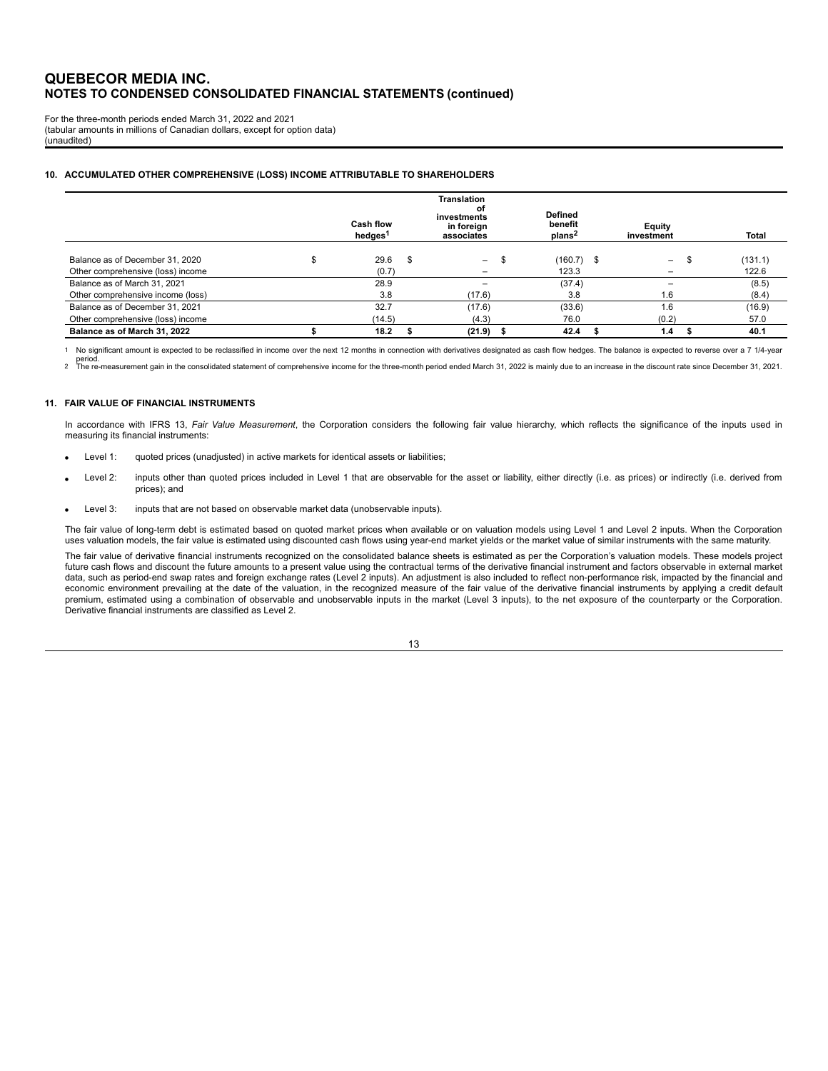# QUEBECOR MEDIA INC.
## NOTES TO CONDENSED CONSOLIDATED FINANCIAL STATEMENTS (continued)

For the three-month periods ended March 31, 2022 and 2021
(tabular amounts in millions of Canadian dollars, except for option data)
(unaudited)

### 10. ACCUMULATED OTHER COMPREHENSIVE (LOSS) INCOME ATTRIBUTABLE TO SHAREHOLDERS

| | Cash flow hedges[1] | Translation of investments in foreign associates | Defined benefit plans[2] | Equity investment | Total |
|---|---|---|---|---|---|
| Balance as of December 31, 2020 | $ 29.6 | $ – | $ (160.7) | $ – | $ (131.1) |
| Other comprehensive (loss) income | (0.7) | – | 123.3 | – | 122.6 |
| Balance as of March 31, 2021 | 28.9 | – | (37.4) | – | (8.5) |
| Other comprehensive income (loss) | 3.8 | (17.6) | 3.8 | 1.6 | (8.4) |
| Balance as of December 31, 2021 | 32.7 | (17.6) | (33.6) | 1.6 | (16.9) |
| Other comprehensive (loss) income | (14.5) | (4.3) | 76.0 | (0.2) | 57.0 |
| **Balance as of March 31, 2022** | **$ 18.2** | **$ (21.9)** | **$ 42.4** | **$ 1.4** | **$ 40.1** |

1 No significant amount is expected to be reclassified in income over the next 12 months in connection with derivatives designated as cash flow hedges. The balance is expected to reverse over a 7 1/4-year period.
2 The re-measurement gain in the consolidated statement of comprehensive income for the three-month period ended March 31, 2022 is mainly due to an increase in the discount rate since December 31, 2021.

### 11. FAIR VALUE OF FINANCIAL INSTRUMENTS

In accordance with IFRS 13, *Fair Value Measurement*, the Corporation considers the following fair value hierarchy, which reflects the significance of the inputs used in measuring its financial instruments:

- Level 1: quoted prices (unadjusted) in active markets for identical assets or liabilities;
- Level 2: inputs other than quoted prices included in Level 1 that are observable for the asset or liability, either directly (i.e. as prices) or indirectly (i.e. derived from prices); and
- Level 3: inputs that are not based on observable market data (unobservable inputs).

The fair value of long-term debt is estimated based on quoted market prices when available or on valuation models using Level 1 and Level 2 inputs. When the Corporation uses valuation models, the fair value is estimated using discounted cash flows using year-end market yields or the market value of similar instruments with the same maturity.

The fair value of derivative financial instruments recognized on the consolidated balance sheets is estimated as per the Corporation's valuation models. These models project future cash flows and discount the future amounts to a present value using the contractual terms of the derivative financial instrument and factors observable in external market data, such as period-end swap rates and foreign exchange rates (Level 2 inputs). An adjustment is also included to reflect non-performance risk, impacted by the financial and economic environment prevailing at the date of the valuation, in the recognized measure of the fair value of the derivative financial instruments by applying a credit default premium, estimated using a combination of observable and unobservable inputs in the market (Level 3 inputs), to the net exposure of the counterparty or the Corporation. Derivative financial instruments are classified as Level 2.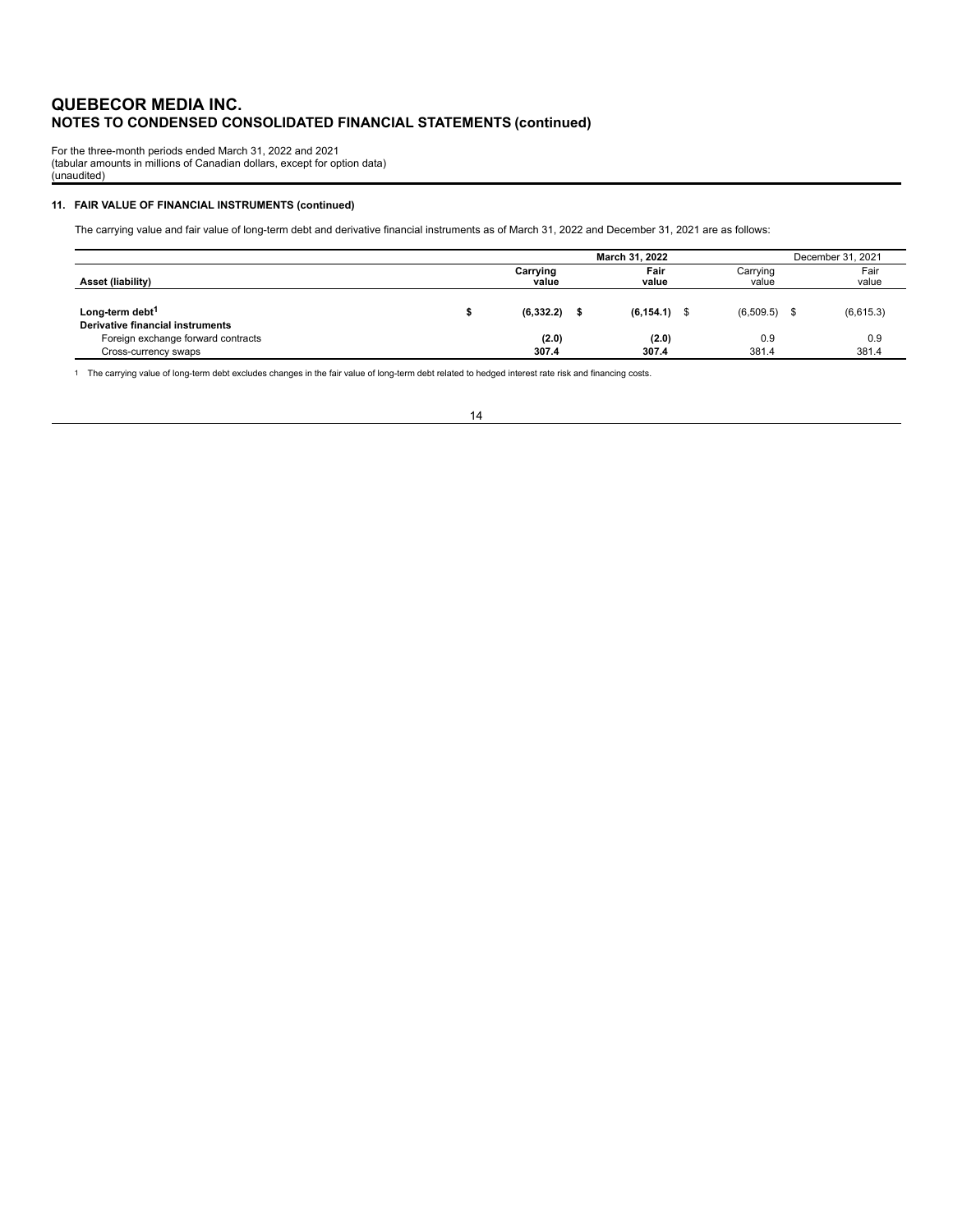# QUEBECOR MEDIA INC.
## NOTES TO CONDENSED CONSOLIDATED FINANCIAL STATEMENTS (continued)

For the three-month periods ended March 31, 2022 and 2021
(tabular amounts in millions of Canadian dollars, except for option data)
(unaudited)

### 11. FAIR VALUE OF FINANCIAL INSTRUMENTS (continued)

The carrying value and fair value of long-term debt and derivative financial instruments as of March 31, 2022 and December 31, 2021 are as follows:

| | March 31, 2022 | | December 31, 2021 | |
|---|---|---|---|---|
| **Asset (liability)** | **Carrying value** | **Fair value** | Carrying value | Fair value |
| **Long-term debt[1]** | **$ (6,332.2)** | **$ (6,154.1)** | $ (6,509.5) | $ (6,615.3) |
| **Derivative financial instruments** | | | | |
| Foreign exchange forward contracts | **(2.0)** | **(2.0)** | 0.9 | 0.9 |
| Cross-currency swaps | **307.4** | **307.4** | 381.4 | 381.4 |

[1] The carrying value of long-term debt excludes changes in the fair value of long-term debt related to hedged interest rate risk and financing costs.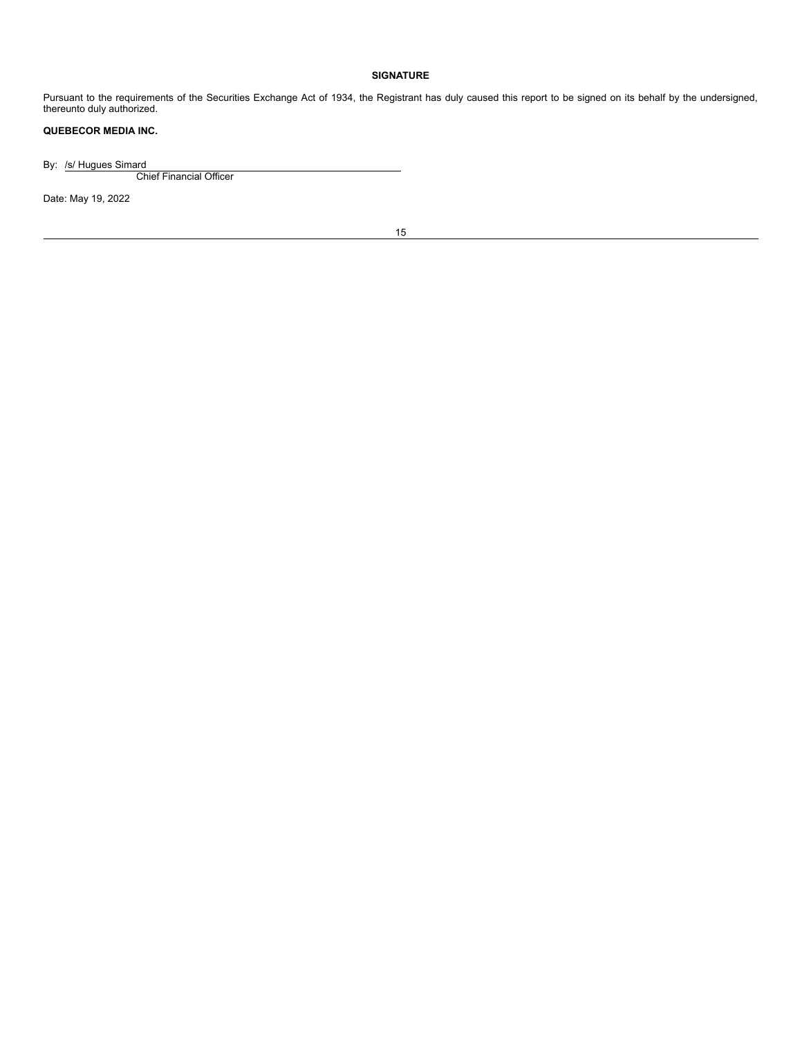**SIGNATURE**

Pursuant to the requirements of the Securities Exchange Act of 1934, the Registrant has duly caused this report to be signed on its behalf by the undersigned, thereunto duly authorized.

**QUEBECOR MEDIA INC.**

By: /s/ Hugues Simard
Chief Financial Officer

Date: May 19, 2022